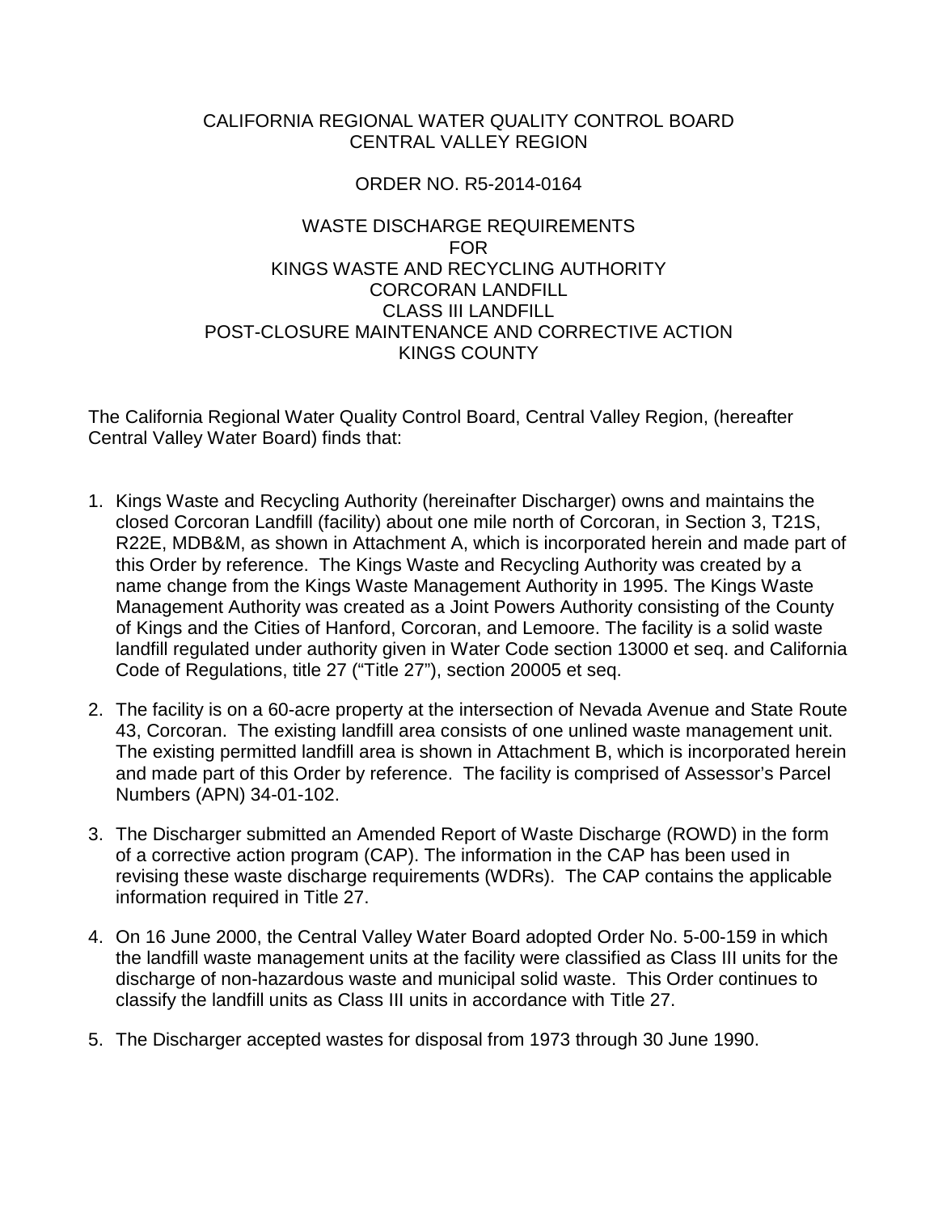CALIFORNIA REGIONAL WATER QUALITY CONTROL BOARD
CENTRAL VALLEY REGION

ORDER NO. R5-2014-0164

WASTE DISCHARGE REQUIREMENTS
FOR
KINGS WASTE AND RECYCLING AUTHORITY
CORCORAN LANDFILL
CLASS III LANDFILL
POST-CLOSURE MAINTENANCE AND CORRECTIVE ACTION
KINGS COUNTY

The California Regional Water Quality Control Board, Central Valley Region, (hereafter Central Valley Water Board) finds that:

1. Kings Waste and Recycling Authority (hereinafter Discharger) owns and maintains the closed Corcoran Landfill (facility) about one mile north of Corcoran, in Section 3, T21S, R22E, MDB&M, as shown in Attachment A, which is incorporated herein and made part of this Order by reference. The Kings Waste and Recycling Authority was created by a name change from the Kings Waste Management Authority in 1995. The Kings Waste Management Authority was created as a Joint Powers Authority consisting of the County of Kings and the Cities of Hanford, Corcoran, and Lemoore. The facility is a solid waste landfill regulated under authority given in Water Code section 13000 et seq. and California Code of Regulations, title 27 ("Title 27"), section 20005 et seq.

2. The facility is on a 60-acre property at the intersection of Nevada Avenue and State Route 43, Corcoran. The existing landfill area consists of one unlined waste management unit. The existing permitted landfill area is shown in Attachment B, which is incorporated herein and made part of this Order by reference. The facility is comprised of Assessor's Parcel Numbers (APN) 34-01-102.

3. The Discharger submitted an Amended Report of Waste Discharge (ROWD) in the form of a corrective action program (CAP). The information in the CAP has been used in revising these waste discharge requirements (WDRs). The CAP contains the applicable information required in Title 27.

4. On 16 June 2000, the Central Valley Water Board adopted Order No. 5-00-159 in which the landfill waste management units at the facility were classified as Class III units for the discharge of non-hazardous waste and municipal solid waste. This Order continues to classify the landfill units as Class III units in accordance with Title 27.

5. The Discharger accepted wastes for disposal from 1973 through 30 June 1990.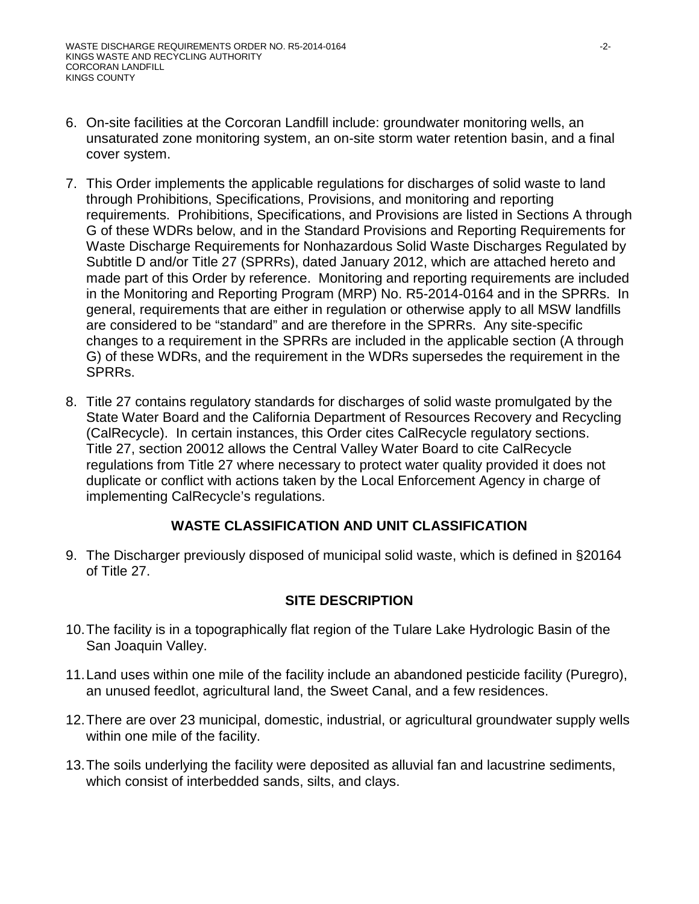6. On-site facilities at the Corcoran Landfill include: groundwater monitoring wells, an unsaturated zone monitoring system, an on-site storm water retention basin, and a final cover system.

7. This Order implements the applicable regulations for discharges of solid waste to land through Prohibitions, Specifications, Provisions, and monitoring and reporting requirements. Prohibitions, Specifications, and Provisions are listed in Sections A through G of these WDRs below, and in the Standard Provisions and Reporting Requirements for Waste Discharge Requirements for Nonhazardous Solid Waste Discharges Regulated by Subtitle D and/or Title 27 (SPRRs), dated January 2012, which are attached hereto and made part of this Order by reference. Monitoring and reporting requirements are included in the Monitoring and Reporting Program (MRP) No. R5-2014-0164 and in the SPRRs. In general, requirements that are either in regulation or otherwise apply to all MSW landfills are considered to be "standard" and are therefore in the SPRRs. Any site-specific changes to a requirement in the SPRRs are included in the applicable section (A through G) of these WDRs, and the requirement in the WDRs supersedes the requirement in the SPRRs.

8. Title 27 contains regulatory standards for discharges of solid waste promulgated by the State Water Board and the California Department of Resources Recovery and Recycling (CalRecycle). In certain instances, this Order cites CalRecycle regulatory sections. Title 27, section 20012 allows the Central Valley Water Board to cite CalRecycle regulations from Title 27 where necessary to protect water quality provided it does not duplicate or conflict with actions taken by the Local Enforcement Agency in charge of implementing CalRecycle's regulations.

## WASTE CLASSIFICATION AND UNIT CLASSIFICATION

9. The Discharger previously disposed of municipal solid waste, which is defined in §20164 of Title 27.

## SITE DESCRIPTION

10. The facility is in a topographically flat region of the Tulare Lake Hydrologic Basin of the San Joaquin Valley.

11. Land uses within one mile of the facility include an abandoned pesticide facility (Puregro), an unused feedlot, agricultural land, the Sweet Canal, and a few residences.

12. There are over 23 municipal, domestic, industrial, or agricultural groundwater supply wells within one mile of the facility.

13. The soils underlying the facility were deposited as alluvial fan and lacustrine sediments, which consist of interbedded sands, silts, and clays.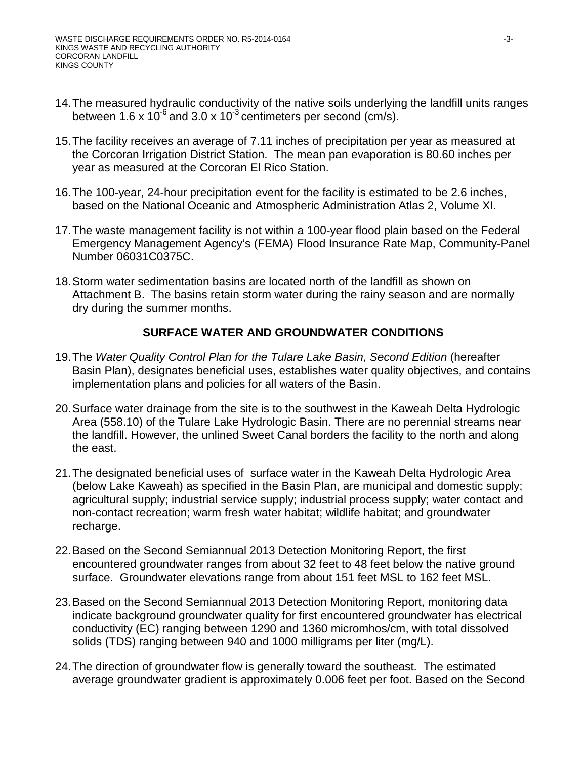14. The measured hydraulic conductivity of the native soils underlying the landfill units ranges between $1.6 \times 10^{-6}$ and $3.0 \times 10^{-3}$ centimeters per second (cm/s).

15. The facility receives an average of 7.11 inches of precipitation per year as measured at the Corcoran Irrigation District Station. The mean pan evaporation is 80.60 inches per year as measured at the Corcoran El Rico Station.

16. The 100-year, 24-hour precipitation event for the facility is estimated to be 2.6 inches, based on the National Oceanic and Atmospheric Administration Atlas 2, Volume XI.

17. The waste management facility is not within a 100-year flood plain based on the Federal Emergency Management Agency's (FEMA) Flood Insurance Rate Map, Community-Panel Number 06031C0375C.

18. Storm water sedimentation basins are located north of the landfill as shown on Attachment B. The basins retain storm water during the rainy season and are normally dry during the summer months.

## SURFACE WATER AND GROUNDWATER CONDITIONS

19. The *Water Quality Control Plan for the Tulare Lake Basin, Second Edition* (hereafter Basin Plan), designates beneficial uses, establishes water quality objectives, and contains implementation plans and policies for all waters of the Basin.

20. Surface water drainage from the site is to the southwest in the Kaweah Delta Hydrologic Area (558.10) of the Tulare Lake Hydrologic Basin. There are no perennial streams near the landfill. However, the unlined Sweet Canal borders the facility to the north and along the east.

21. The designated beneficial uses of surface water in the Kaweah Delta Hydrologic Area (below Lake Kaweah) as specified in the Basin Plan, are municipal and domestic supply; agricultural supply; industrial service supply; industrial process supply; water contact and non-contact recreation; warm fresh water habitat; wildlife habitat; and groundwater recharge.

22. Based on the Second Semiannual 2013 Detection Monitoring Report, the first encountered groundwater ranges from about 32 feet to 48 feet below the native ground surface. Groundwater elevations range from about 151 feet MSL to 162 feet MSL.

23. Based on the Second Semiannual 2013 Detection Monitoring Report, monitoring data indicate background groundwater quality for first encountered groundwater has electrical conductivity (EC) ranging between 1290 and 1360 micromhos/cm, with total dissolved solids (TDS) ranging between 940 and 1000 milligrams per liter (mg/L).

24. The direction of groundwater flow is generally toward the southeast. The estimated average groundwater gradient is approximately 0.006 feet per foot. Based on the Second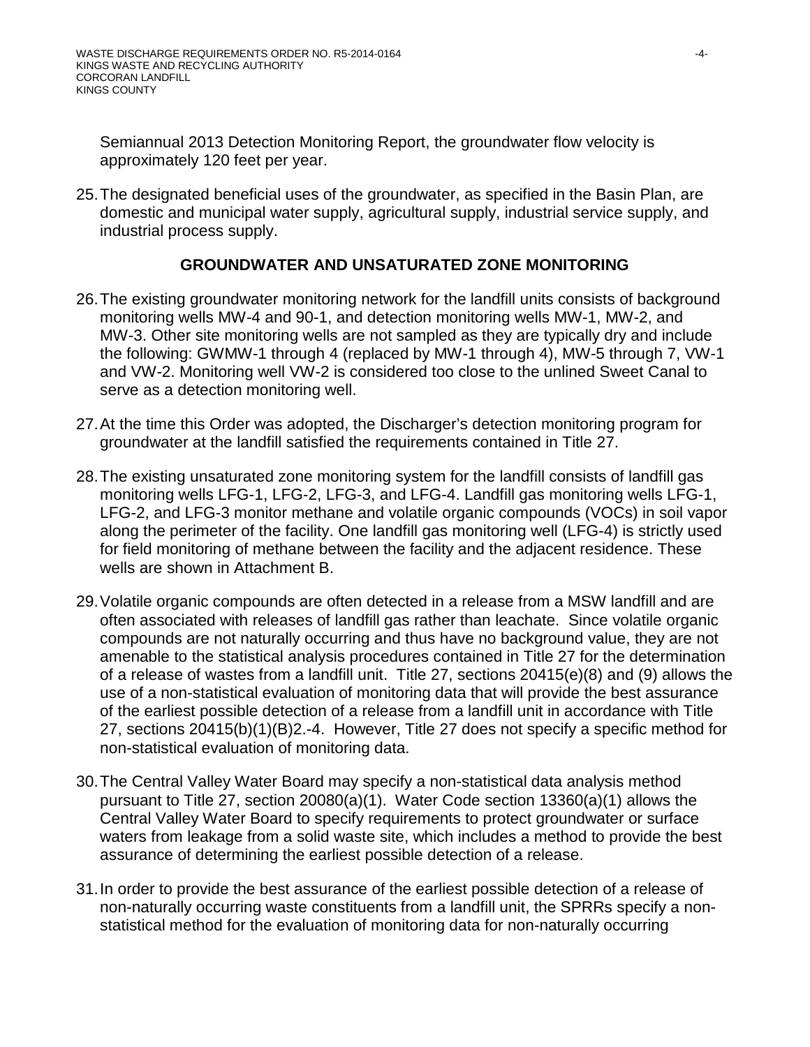Semiannual 2013 Detection Monitoring Report, the groundwater flow velocity is approximately 120 feet per year.

25. The designated beneficial uses of the groundwater, as specified in the Basin Plan, are domestic and municipal water supply, agricultural supply, industrial service supply, and industrial process supply.

## GROUNDWATER AND UNSATURATED ZONE MONITORING

26. The existing groundwater monitoring network for the landfill units consists of background monitoring wells MW-4 and 90-1, and detection monitoring wells MW-1, MW-2, and MW-3. Other site monitoring wells are not sampled as they are typically dry and include the following: GWMW-1 through 4 (replaced by MW-1 through 4), MW-5 through 7, VW-1 and VW-2. Monitoring well VW-2 is considered too close to the unlined Sweet Canal to serve as a detection monitoring well.

27. At the time this Order was adopted, the Discharger's detection monitoring program for groundwater at the landfill satisfied the requirements contained in Title 27.

28. The existing unsaturated zone monitoring system for the landfill consists of landfill gas monitoring wells LFG-1, LFG-2, LFG-3, and LFG-4. Landfill gas monitoring wells LFG-1, LFG-2, and LFG-3 monitor methane and volatile organic compounds (VOCs) in soil vapor along the perimeter of the facility. One landfill gas monitoring well (LFG-4) is strictly used for field monitoring of methane between the facility and the adjacent residence. These wells are shown in Attachment B.

29. Volatile organic compounds are often detected in a release from a MSW landfill and are often associated with releases of landfill gas rather than leachate. Since volatile organic compounds are not naturally occurring and thus have no background value, they are not amenable to the statistical analysis procedures contained in Title 27 for the determination of a release of wastes from a landfill unit. Title 27, sections 20415(e)(8) and (9) allows the use of a non-statistical evaluation of monitoring data that will provide the best assurance of the earliest possible detection of a release from a landfill unit in accordance with Title 27, sections 20415(b)(1)(B)2.-4. However, Title 27 does not specify a specific method for non-statistical evaluation of monitoring data.

30. The Central Valley Water Board may specify a non-statistical data analysis method pursuant to Title 27, section 20080(a)(1). Water Code section 13360(a)(1) allows the Central Valley Water Board to specify requirements to protect groundwater or surface waters from leakage from a solid waste site, which includes a method to provide the best assurance of determining the earliest possible detection of a release.

31. In order to provide the best assurance of the earliest possible detection of a release of non-naturally occurring waste constituents from a landfill unit, the SPRRs specify a non-statistical method for the evaluation of monitoring data for non-naturally occurring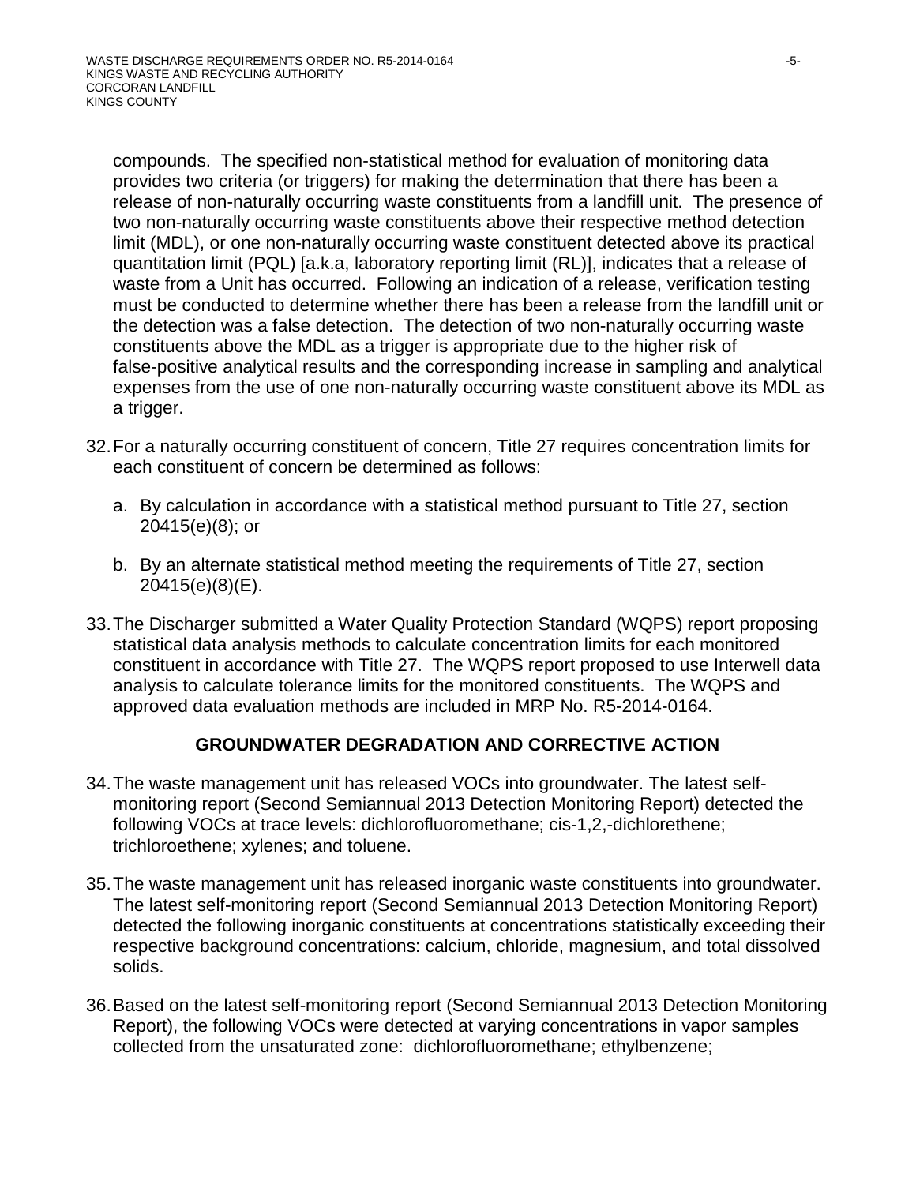compounds. The specified non-statistical method for evaluation of monitoring data provides two criteria (or triggers) for making the determination that there has been a release of non-naturally occurring waste constituents from a landfill unit. The presence of two non-naturally occurring waste constituents above their respective method detection limit (MDL), or one non-naturally occurring waste constituent detected above its practical quantitation limit (PQL) [a.k.a, laboratory reporting limit (RL)], indicates that a release of waste from a Unit has occurred. Following an indication of a release, verification testing must be conducted to determine whether there has been a release from the landfill unit or the detection was a false detection. The detection of two non-naturally occurring waste constituents above the MDL as a trigger is appropriate due to the higher risk of false-positive analytical results and the corresponding increase in sampling and analytical expenses from the use of one non-naturally occurring waste constituent above its MDL as a trigger.

32. For a naturally occurring constituent of concern, Title 27 requires concentration limits for each constituent of concern be determined as follows:

    a. By calculation in accordance with a statistical method pursuant to Title 27, section 20415(e)(8); or

    b. By an alternate statistical method meeting the requirements of Title 27, section 20415(e)(8)(E).

33. The Discharger submitted a Water Quality Protection Standard (WQPS) report proposing statistical data analysis methods to calculate concentration limits for each monitored constituent in accordance with Title 27. The WQPS report proposed to use Interwell data analysis to calculate tolerance limits for the monitored constituents. The WQPS and approved data evaluation methods are included in MRP No. R5-2014-0164.

## GROUNDWATER DEGRADATION AND CORRECTIVE ACTION

34. The waste management unit has released VOCs into groundwater. The latest self-monitoring report (Second Semiannual 2013 Detection Monitoring Report) detected the following VOCs at trace levels: dichlorofluoromethane; cis-1,2,-dichlorethene; trichloroethene; xylenes; and toluene.

35. The waste management unit has released inorganic waste constituents into groundwater. The latest self-monitoring report (Second Semiannual 2013 Detection Monitoring Report) detected the following inorganic constituents at concentrations statistically exceeding their respective background concentrations: calcium, chloride, magnesium, and total dissolved solids.

36. Based on the latest self-monitoring report (Second Semiannual 2013 Detection Monitoring Report), the following VOCs were detected at varying concentrations in vapor samples collected from the unsaturated zone: dichlorofluoromethane; ethylbenzene;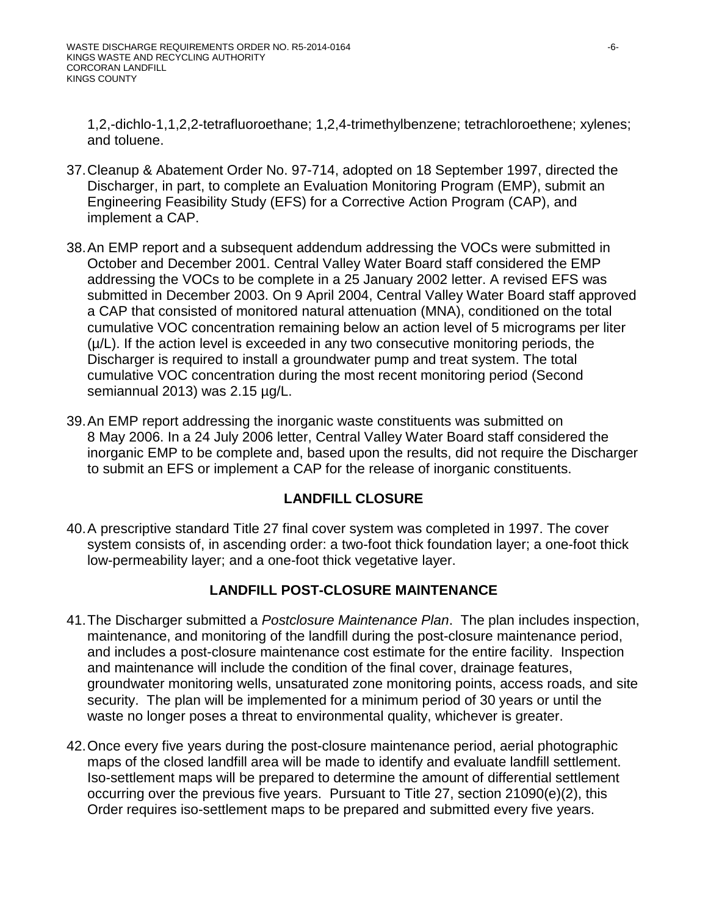1,2,-dichlo-1,1,2,2-tetrafluoroethane; 1,2,4-trimethylbenzene; tetrachloroethene; xylenes; and toluene.

37. Cleanup & Abatement Order No. 97-714, adopted on 18 September 1997, directed the Discharger, in part, to complete an Evaluation Monitoring Program (EMP), submit an Engineering Feasibility Study (EFS) for a Corrective Action Program (CAP), and implement a CAP.

38. An EMP report and a subsequent addendum addressing the VOCs were submitted in October and December 2001. Central Valley Water Board staff considered the EMP addressing the VOCs to be complete in a 25 January 2002 letter. A revised EFS was submitted in December 2003. On 9 April 2004, Central Valley Water Board staff approved a CAP that consisted of monitored natural attenuation (MNA), conditioned on the total cumulative VOC concentration remaining below an action level of 5 micrograms per liter (µ/L). If the action level is exceeded in any two consecutive monitoring periods, the Discharger is required to install a groundwater pump and treat system. The total cumulative VOC concentration during the most recent monitoring period (Second semiannual 2013) was 2.15 µg/L.

39. An EMP report addressing the inorganic waste constituents was submitted on 8 May 2006. In a 24 July 2006 letter, Central Valley Water Board staff considered the inorganic EMP to be complete and, based upon the results, did not require the Discharger to submit an EFS or implement a CAP for the release of inorganic constituents.

## LANDFILL CLOSURE

40. A prescriptive standard Title 27 final cover system was completed in 1997. The cover system consists of, in ascending order: a two-foot thick foundation layer; a one-foot thick low-permeability layer; and a one-foot thick vegetative layer.

## LANDFILL POST-CLOSURE MAINTENANCE

41. The Discharger submitted a *Postclosure Maintenance Plan*. The plan includes inspection, maintenance, and monitoring of the landfill during the post-closure maintenance period, and includes a post-closure maintenance cost estimate for the entire facility. Inspection and maintenance will include the condition of the final cover, drainage features, groundwater monitoring wells, unsaturated zone monitoring points, access roads, and site security. The plan will be implemented for a minimum period of 30 years or until the waste no longer poses a threat to environmental quality, whichever is greater.

42. Once every five years during the post-closure maintenance period, aerial photographic maps of the closed landfill area will be made to identify and evaluate landfill settlement. Iso-settlement maps will be prepared to determine the amount of differential settlement occurring over the previous five years. Pursuant to Title 27, section 21090(e)(2), this Order requires iso-settlement maps to be prepared and submitted every five years.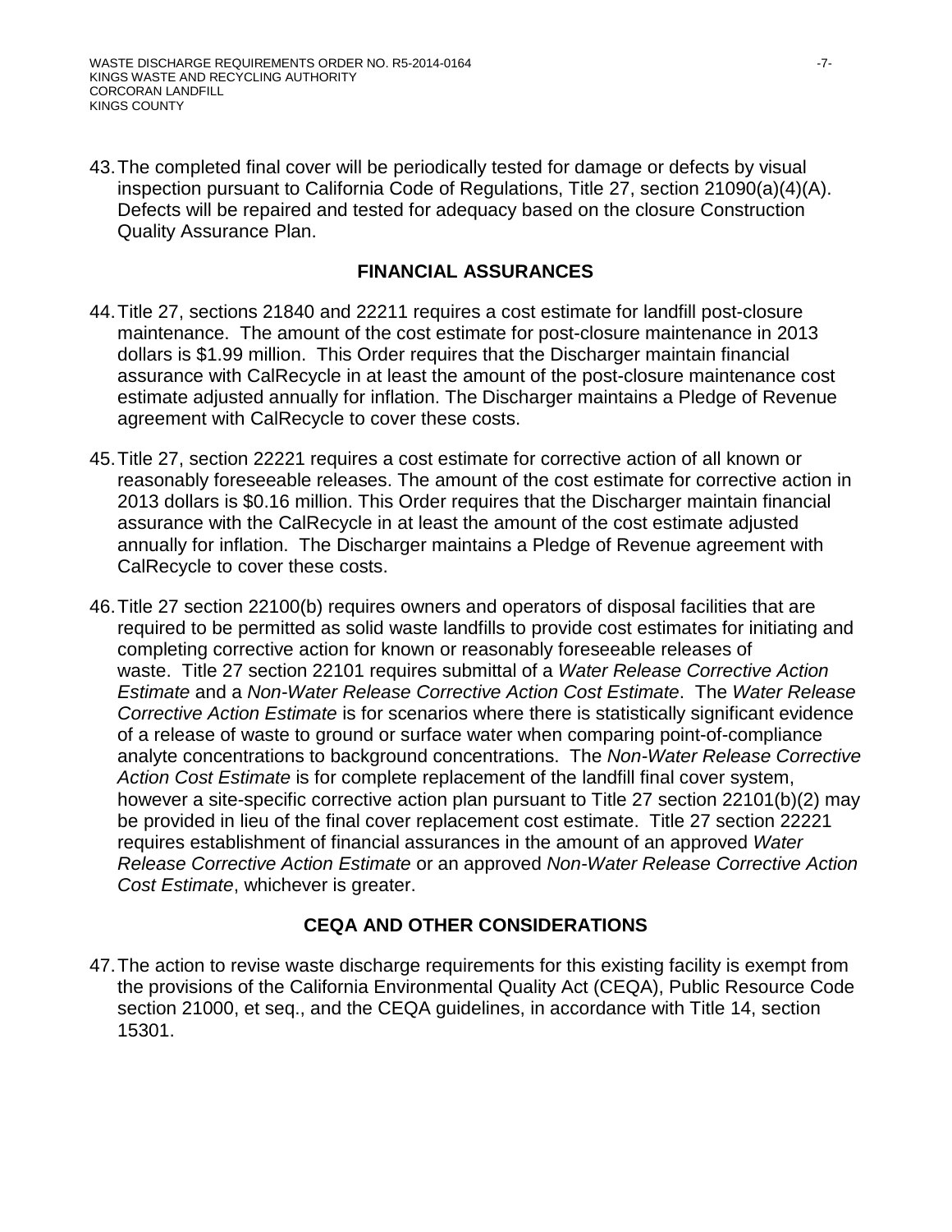43. The completed final cover will be periodically tested for damage or defects by visual inspection pursuant to California Code of Regulations, Title 27, section 21090(a)(4)(A). Defects will be repaired and tested for adequacy based on the closure Construction Quality Assurance Plan.

## FINANCIAL ASSURANCES

44. Title 27, sections 21840 and 22211 requires a cost estimate for landfill post-closure maintenance. The amount of the cost estimate for post-closure maintenance in 2013 dollars is $1.99 million. This Order requires that the Discharger maintain financial assurance with CalRecycle in at least the amount of the post-closure maintenance cost estimate adjusted annually for inflation. The Discharger maintains a Pledge of Revenue agreement with CalRecycle to cover these costs.

45. Title 27, section 22221 requires a cost estimate for corrective action of all known or reasonably foreseeable releases. The amount of the cost estimate for corrective action in 2013 dollars is $0.16 million. This Order requires that the Discharger maintain financial assurance with the CalRecycle in at least the amount of the cost estimate adjusted annually for inflation. The Discharger maintains a Pledge of Revenue agreement with CalRecycle to cover these costs.

46. Title 27 section 22100(b) requires owners and operators of disposal facilities that are required to be permitted as solid waste landfills to provide cost estimates for initiating and completing corrective action for known or reasonably foreseeable releases of waste. Title 27 section 22101 requires submittal of a *Water Release Corrective Action Estimate* and a *Non-Water Release Corrective Action Cost Estimate*. The *Water Release Corrective Action Estimate* is for scenarios where there is statistically significant evidence of a release of waste to ground or surface water when comparing point-of-compliance analyte concentrations to background concentrations. The *Non-Water Release Corrective Action Cost Estimate* is for complete replacement of the landfill final cover system, however a site-specific corrective action plan pursuant to Title 27 section 22101(b)(2) may be provided in lieu of the final cover replacement cost estimate. Title 27 section 22221 requires establishment of financial assurances in the amount of an approved *Water Release Corrective Action Estimate* or an approved *Non-Water Release Corrective Action Cost Estimate*, whichever is greater.

## CEQA AND OTHER CONSIDERATIONS

47. The action to revise waste discharge requirements for this existing facility is exempt from the provisions of the California Environmental Quality Act (CEQA), Public Resource Code section 21000, et seq., and the CEQA guidelines, in accordance with Title 14, section 15301.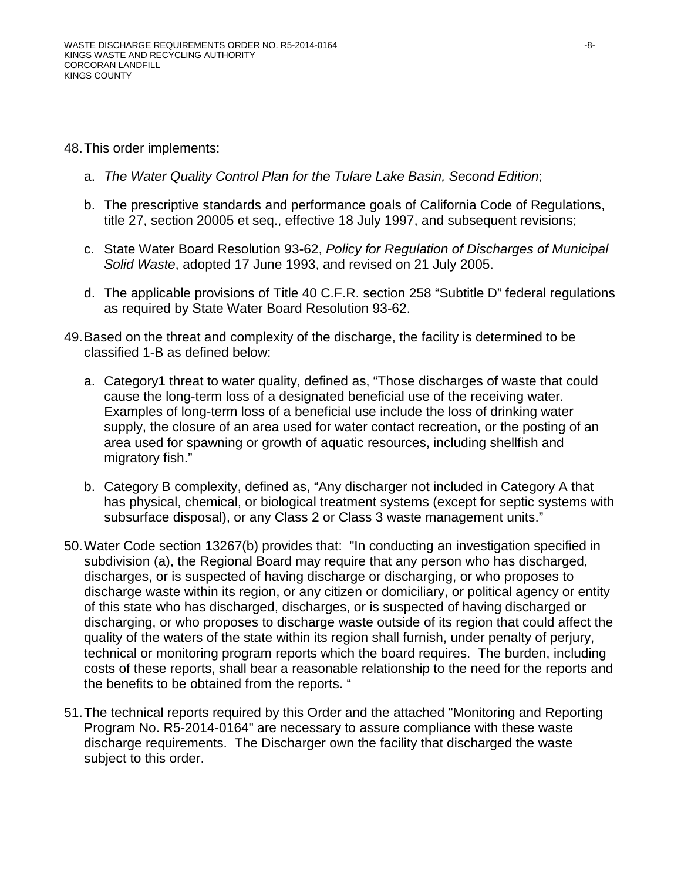48. This order implements:

    a. *The Water Quality Control Plan for the Tulare Lake Basin, Second Edition*;

    b. The prescriptive standards and performance goals of California Code of Regulations, title 27, section 20005 et seq., effective 18 July 1997, and subsequent revisions;

    c. State Water Board Resolution 93-62, *Policy for Regulation of Discharges of Municipal Solid Waste*, adopted 17 June 1993, and revised on 21 July 2005.

    d. The applicable provisions of Title 40 C.F.R. section 258 "Subtitle D" federal regulations as required by State Water Board Resolution 93-62.

49. Based on the threat and complexity of the discharge, the facility is determined to be classified 1-B as defined below:

    a. Category1 threat to water quality, defined as, "Those discharges of waste that could cause the long-term loss of a designated beneficial use of the receiving water. Examples of long-term loss of a beneficial use include the loss of drinking water supply, the closure of an area used for water contact recreation, or the posting of an area used for spawning or growth of aquatic resources, including shellfish and migratory fish."

    b. Category B complexity, defined as, "Any discharger not included in Category A that has physical, chemical, or biological treatment systems (except for septic systems with subsurface disposal), or any Class 2 or Class 3 waste management units."

50. Water Code section 13267(b) provides that: "In conducting an investigation specified in subdivision (a), the Regional Board may require that any person who has discharged, discharges, or is suspected of having discharge or discharging, or who proposes to discharge waste within its region, or any citizen or domiciliary, or political agency or entity of this state who has discharged, discharges, or is suspected of having discharged or discharging, or who proposes to discharge waste outside of its region that could affect the quality of the waters of the state within its region shall furnish, under penalty of perjury, technical or monitoring program reports which the board requires. The burden, including costs of these reports, shall bear a reasonable relationship to the need for the reports and the benefits to be obtained from the reports. "

51. The technical reports required by this Order and the attached "Monitoring and Reporting Program No. R5-2014-0164" are necessary to assure compliance with these waste discharge requirements. The Discharger own the facility that discharged the waste subject to this order.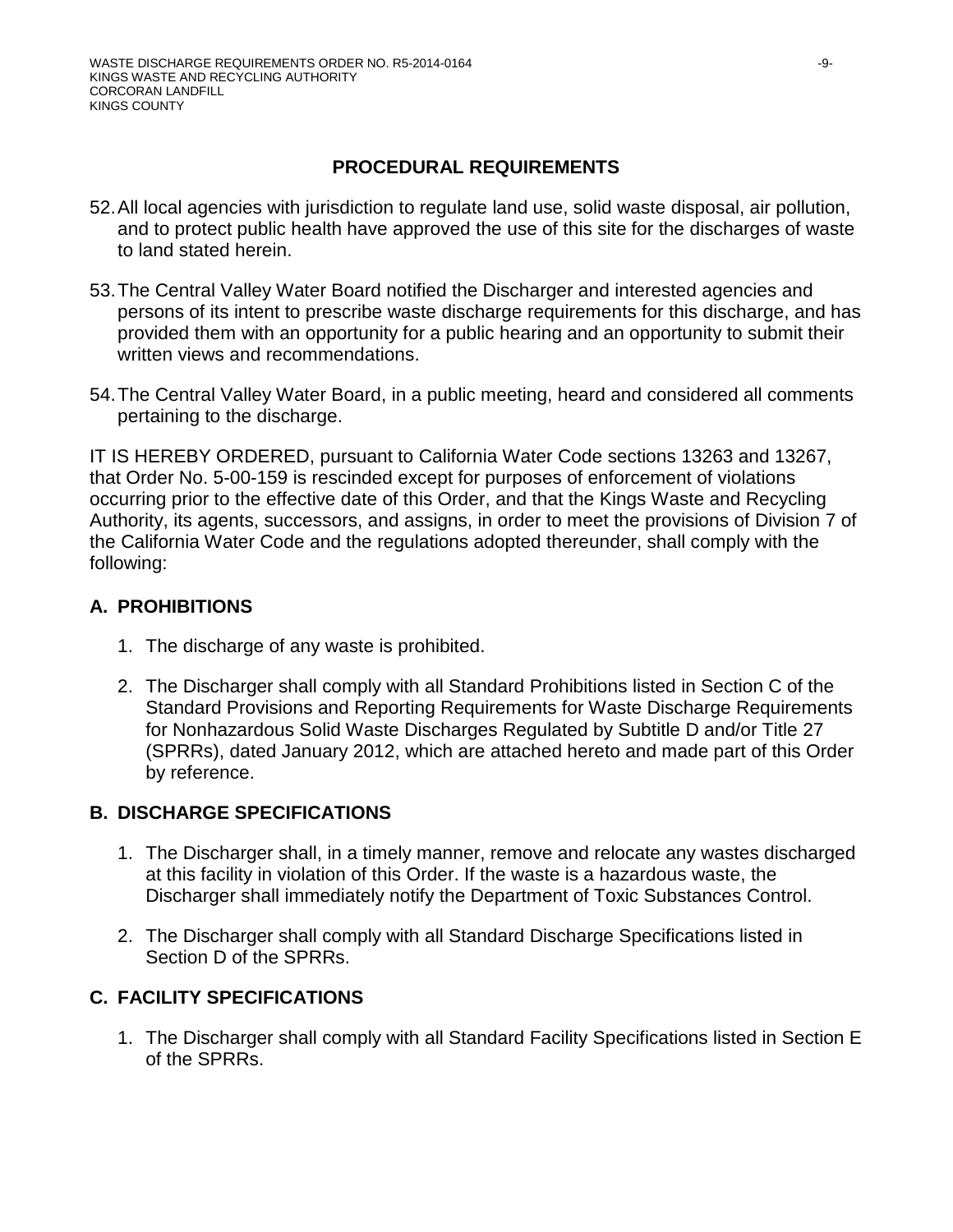## PROCEDURAL REQUIREMENTS

52. All local agencies with jurisdiction to regulate land use, solid waste disposal, air pollution, and to protect public health have approved the use of this site for the discharges of waste to land stated herein.

53. The Central Valley Water Board notified the Discharger and interested agencies and persons of its intent to prescribe waste discharge requirements for this discharge, and has provided them with an opportunity for a public hearing and an opportunity to submit their written views and recommendations.

54. The Central Valley Water Board, in a public meeting, heard and considered all comments pertaining to the discharge.

IT IS HEREBY ORDERED, pursuant to California Water Code sections 13263 and 13267, that Order No. 5-00-159 is rescinded except for purposes of enforcement of violations occurring prior to the effective date of this Order, and that the Kings Waste and Recycling Authority, its agents, successors, and assigns, in order to meet the provisions of Division 7 of the California Water Code and the regulations adopted thereunder, shall comply with the following:

### A. PROHIBITIONS

1. The discharge of any waste is prohibited.

2. The Discharger shall comply with all Standard Prohibitions listed in Section C of the Standard Provisions and Reporting Requirements for Waste Discharge Requirements for Nonhazardous Solid Waste Discharges Regulated by Subtitle D and/or Title 27 (SPRRs), dated January 2012, which are attached hereto and made part of this Order by reference.

### B. DISCHARGE SPECIFICATIONS

1. The Discharger shall, in a timely manner, remove and relocate any wastes discharged at this facility in violation of this Order. If the waste is a hazardous waste, the Discharger shall immediately notify the Department of Toxic Substances Control.

2. The Discharger shall comply with all Standard Discharge Specifications listed in Section D of the SPRRs.

### C. FACILITY SPECIFICATIONS

1. The Discharger shall comply with all Standard Facility Specifications listed in Section E of the SPRRs.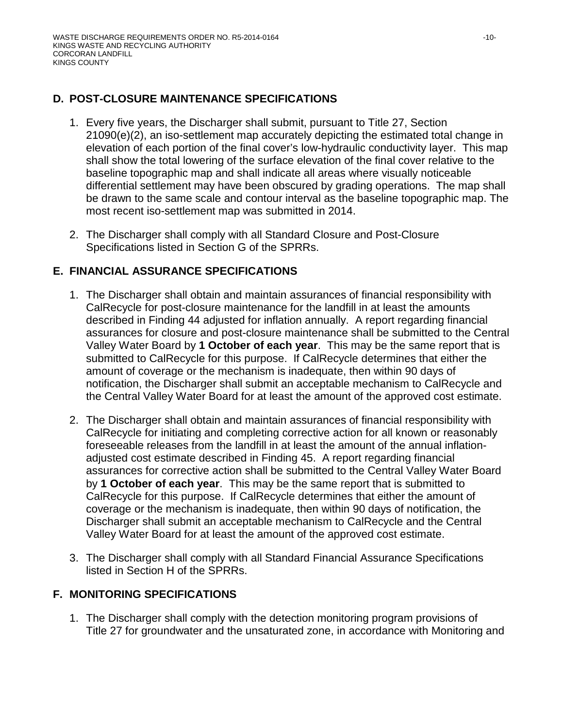## D. POST-CLOSURE MAINTENANCE SPECIFICATIONS

1. Every five years, the Discharger shall submit, pursuant to Title 27, Section 21090(e)(2), an iso-settlement map accurately depicting the estimated total change in elevation of each portion of the final cover's low-hydraulic conductivity layer. This map shall show the total lowering of the surface elevation of the final cover relative to the baseline topographic map and shall indicate all areas where visually noticeable differential settlement may have been obscured by grading operations. The map shall be drawn to the same scale and contour interval as the baseline topographic map. The most recent iso-settlement map was submitted in 2014.

2. The Discharger shall comply with all Standard Closure and Post-Closure Specifications listed in Section G of the SPRRs.

## E. FINANCIAL ASSURANCE SPECIFICATIONS

1. The Discharger shall obtain and maintain assurances of financial responsibility with CalRecycle for post-closure maintenance for the landfill in at least the amounts described in Finding 44 adjusted for inflation annually. A report regarding financial assurances for closure and post-closure maintenance shall be submitted to the Central Valley Water Board by **1 October of each year**. This may be the same report that is submitted to CalRecycle for this purpose. If CalRecycle determines that either the amount of coverage or the mechanism is inadequate, then within 90 days of notification, the Discharger shall submit an acceptable mechanism to CalRecycle and the Central Valley Water Board for at least the amount of the approved cost estimate.

2. The Discharger shall obtain and maintain assurances of financial responsibility with CalRecycle for initiating and completing corrective action for all known or reasonably foreseeable releases from the landfill in at least the amount of the annual inflation-adjusted cost estimate described in Finding 45. A report regarding financial assurances for corrective action shall be submitted to the Central Valley Water Board by **1 October of each year**. This may be the same report that is submitted to CalRecycle for this purpose. If CalRecycle determines that either the amount of coverage or the mechanism is inadequate, then within 90 days of notification, the Discharger shall submit an acceptable mechanism to CalRecycle and the Central Valley Water Board for at least the amount of the approved cost estimate.

3. The Discharger shall comply with all Standard Financial Assurance Specifications listed in Section H of the SPRRs.

## F. MONITORING SPECIFICATIONS

1. The Discharger shall comply with the detection monitoring program provisions of Title 27 for groundwater and the unsaturated zone, in accordance with Monitoring and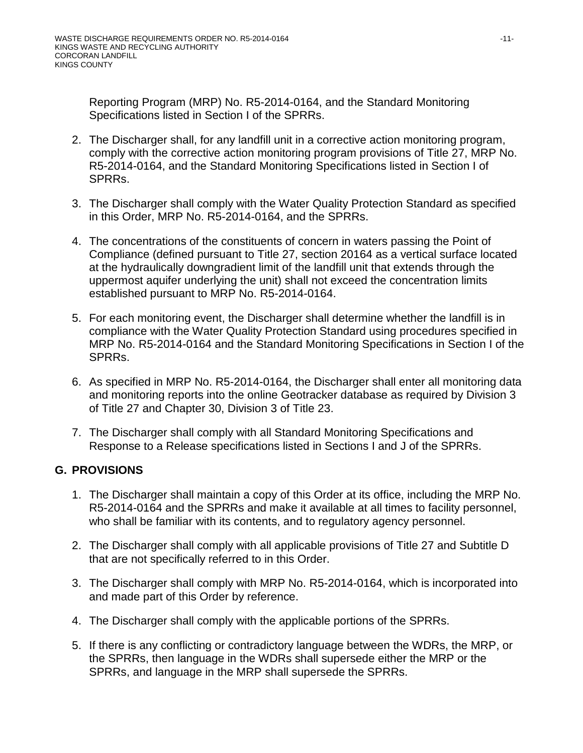Reporting Program (MRP) No. R5-2014-0164, and the Standard Monitoring Specifications listed in Section I of the SPRRs.

2. The Discharger shall, for any landfill unit in a corrective action monitoring program, comply with the corrective action monitoring program provisions of Title 27, MRP No. R5-2014-0164, and the Standard Monitoring Specifications listed in Section I of SPRRs.

3. The Discharger shall comply with the Water Quality Protection Standard as specified in this Order, MRP No. R5-2014-0164, and the SPRRs.

4. The concentrations of the constituents of concern in waters passing the Point of Compliance (defined pursuant to Title 27, section 20164 as a vertical surface located at the hydraulically downgradient limit of the landfill unit that extends through the uppermost aquifer underlying the unit) shall not exceed the concentration limits established pursuant to MRP No. R5-2014-0164.

5. For each monitoring event, the Discharger shall determine whether the landfill is in compliance with the Water Quality Protection Standard using procedures specified in MRP No. R5-2014-0164 and the Standard Monitoring Specifications in Section I of the SPRRs.

6. As specified in MRP No. R5-2014-0164, the Discharger shall enter all monitoring data and monitoring reports into the online Geotracker database as required by Division 3 of Title 27 and Chapter 30, Division 3 of Title 23.

7. The Discharger shall comply with all Standard Monitoring Specifications and Response to a Release specifications listed in Sections I and J of the SPRRs.

## G. PROVISIONS

1. The Discharger shall maintain a copy of this Order at its office, including the MRP No. R5-2014-0164 and the SPRRs and make it available at all times to facility personnel, who shall be familiar with its contents, and to regulatory agency personnel.

2. The Discharger shall comply with all applicable provisions of Title 27 and Subtitle D that are not specifically referred to in this Order.

3. The Discharger shall comply with MRP No. R5-2014-0164, which is incorporated into and made part of this Order by reference.

4. The Discharger shall comply with the applicable portions of the SPRRs.

5. If there is any conflicting or contradictory language between the WDRs, the MRP, or the SPRRs, then language in the WDRs shall supersede either the MRP or the SPRRs, and language in the MRP shall supersede the SPRRs.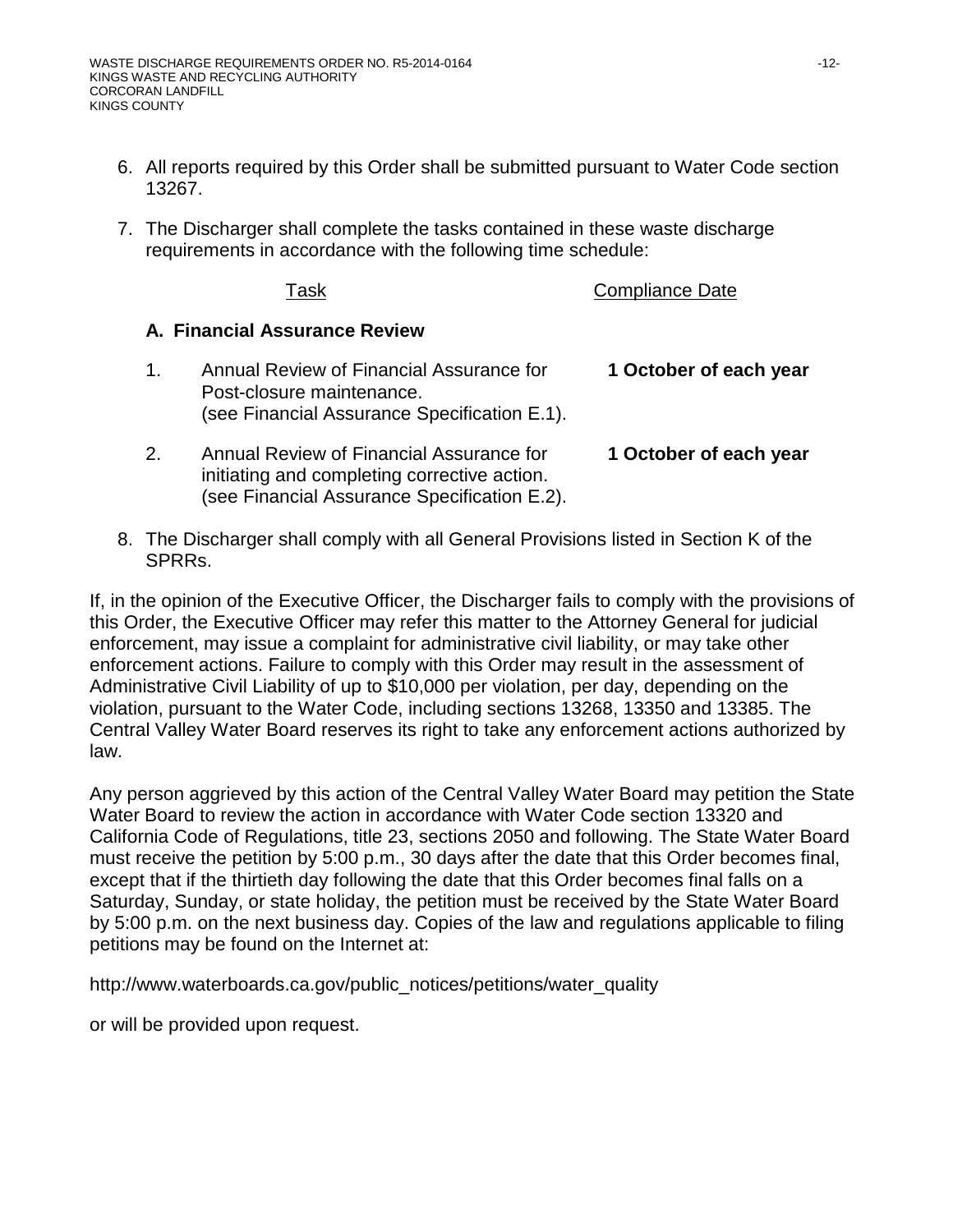6. All reports required by this Order shall be submitted pursuant to Water Code section 13267.

7. The Discharger shall complete the tasks contained in these waste discharge requirements in accordance with the following time schedule:

| Task | Compliance Date |
|---|---|
| **A. Financial Assurance Review** | |
| 1. Annual Review of Financial Assurance for Post-closure maintenance. (see Financial Assurance Specification E.1). | **1 October of each year** |
| 2. Annual Review of Financial Assurance for initiating and completing corrective action. (see Financial Assurance Specification E.2). | **1 October of each year** |

8. The Discharger shall comply with all General Provisions listed in Section K of the SPRRs.

If, in the opinion of the Executive Officer, the Discharger fails to comply with the provisions of this Order, the Executive Officer may refer this matter to the Attorney General for judicial enforcement, may issue a complaint for administrative civil liability, or may take other enforcement actions. Failure to comply with this Order may result in the assessment of Administrative Civil Liability of up to $10,000 per violation, per day, depending on the violation, pursuant to the Water Code, including sections 13268, 13350 and 13385. The Central Valley Water Board reserves its right to take any enforcement actions authorized by law.

Any person aggrieved by this action of the Central Valley Water Board may petition the State Water Board to review the action in accordance with Water Code section 13320 and California Code of Regulations, title 23, sections 2050 and following. The State Water Board must receive the petition by 5:00 p.m., 30 days after the date that this Order becomes final, except that if the thirtieth day following the date that this Order becomes final falls on a Saturday, Sunday, or state holiday, the petition must be received by the State Water Board by 5:00 p.m. on the next business day. Copies of the law and regulations applicable to filing petitions may be found on the Internet at:

http://www.waterboards.ca.gov/public_notices/petitions/water_quality

or will be provided upon request.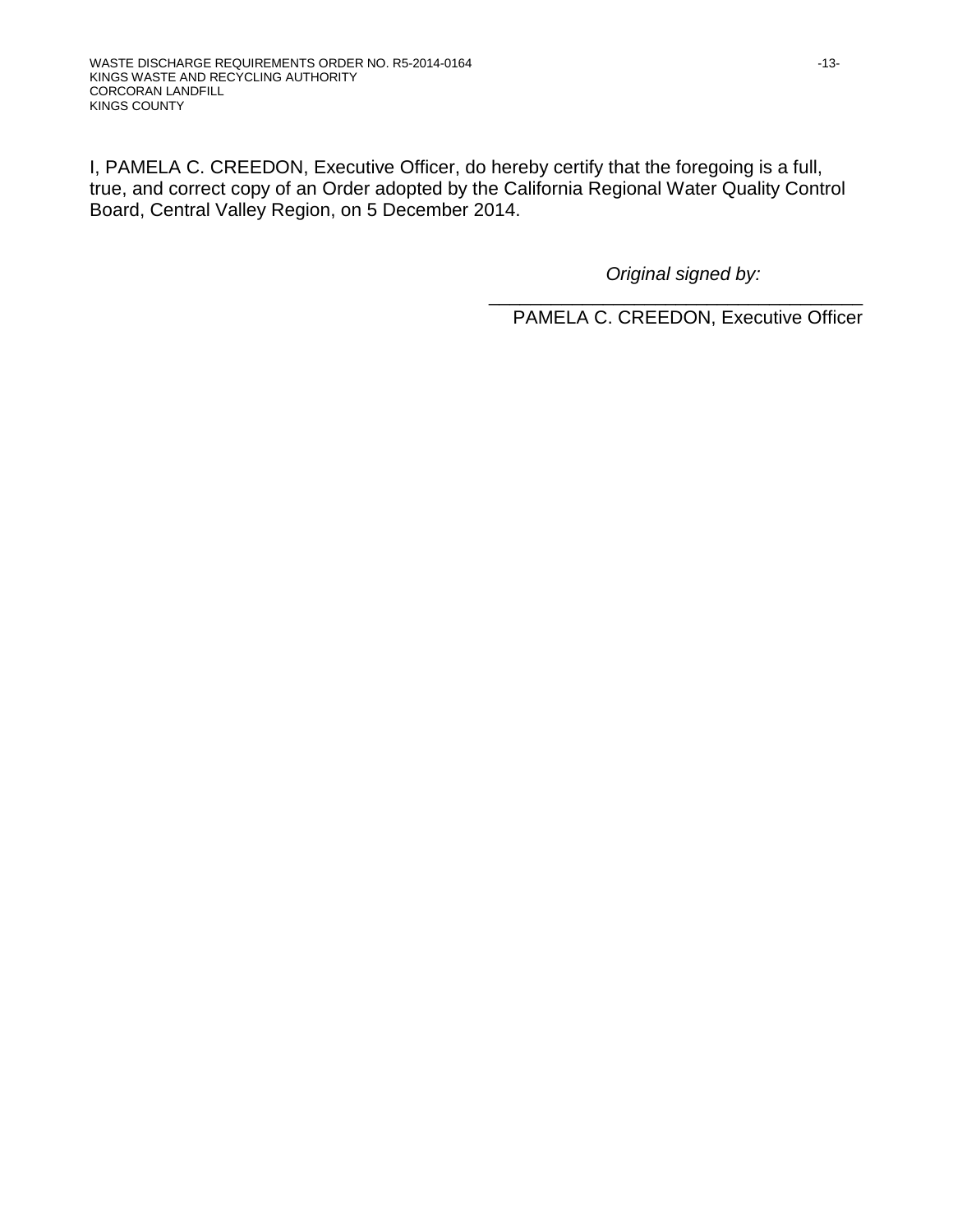I, PAMELA C. CREEDON, Executive Officer, do hereby certify that the foregoing is a full, true, and correct copy of an Order adopted by the California Regional Water Quality Control Board, Central Valley Region, on 5 December 2014.

*Original signed by:*

\_\_\_\_\_\_\_\_\_\_\_\_\_\_\_\_\_\_\_\_\_\_\_\_\_\_\_\_\_\_\_\_\_\_\_\_\_\_

PAMELA C. CREEDON, Executive Officer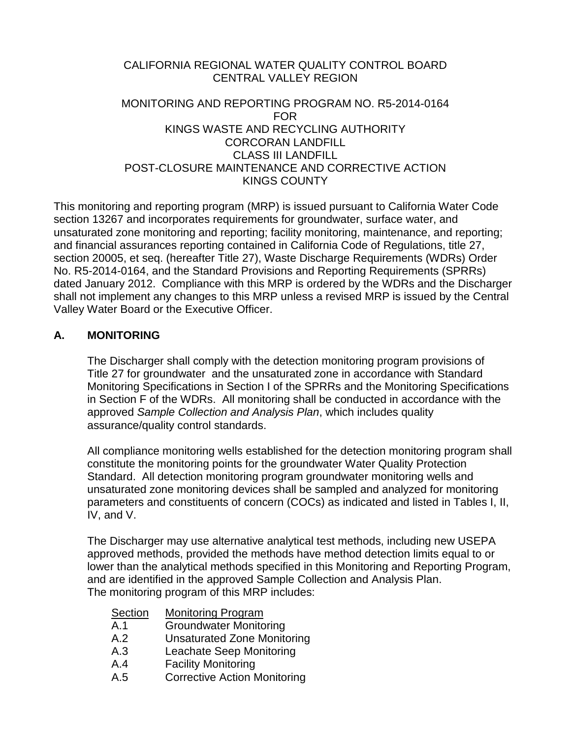CALIFORNIA REGIONAL WATER QUALITY CONTROL BOARD
CENTRAL VALLEY REGION

MONITORING AND REPORTING PROGRAM NO. R5-2014-0164
FOR
KINGS WASTE AND RECYCLING AUTHORITY
CORCORAN LANDFILL
CLASS III LANDFILL
POST-CLOSURE MAINTENANCE AND CORRECTIVE ACTION
KINGS COUNTY

This monitoring and reporting program (MRP) is issued pursuant to California Water Code section 13267 and incorporates requirements for groundwater, surface water, and unsaturated zone monitoring and reporting; facility monitoring, maintenance, and reporting; and financial assurances reporting contained in California Code of Regulations, title 27, section 20005, et seq. (hereafter Title 27), Waste Discharge Requirements (WDRs) Order No. R5-2014-0164, and the Standard Provisions and Reporting Requirements (SPRRs) dated January 2012. Compliance with this MRP is ordered by the WDRs and the Discharger shall not implement any changes to this MRP unless a revised MRP is issued by the Central Valley Water Board or the Executive Officer.

## A. MONITORING

The Discharger shall comply with the detection monitoring program provisions of Title 27 for groundwater and the unsaturated zone in accordance with Standard Monitoring Specifications in Section I of the SPRRs and the Monitoring Specifications in Section F of the WDRs. All monitoring shall be conducted in accordance with the approved *Sample Collection and Analysis Plan*, which includes quality assurance/quality control standards.

All compliance monitoring wells established for the detection monitoring program shall constitute the monitoring points for the groundwater Water Quality Protection Standard. All detection monitoring program groundwater monitoring wells and unsaturated zone monitoring devices shall be sampled and analyzed for monitoring parameters and constituents of concern (COCs) as indicated and listed in Tables I, II, IV, and V.

The Discharger may use alternative analytical test methods, including new USEPA approved methods, provided the methods have method detection limits equal to or lower than the analytical methods specified in this Monitoring and Reporting Program, and are identified in the approved Sample Collection and Analysis Plan.
The monitoring program of this MRP includes:

| Section | Monitoring Program |
|---|---|
| A.1 | Groundwater Monitoring |
| A.2 | Unsaturated Zone Monitoring |
| A.3 | Leachate Seep Monitoring |
| A.4 | Facility Monitoring |
| A.5 | Corrective Action Monitoring |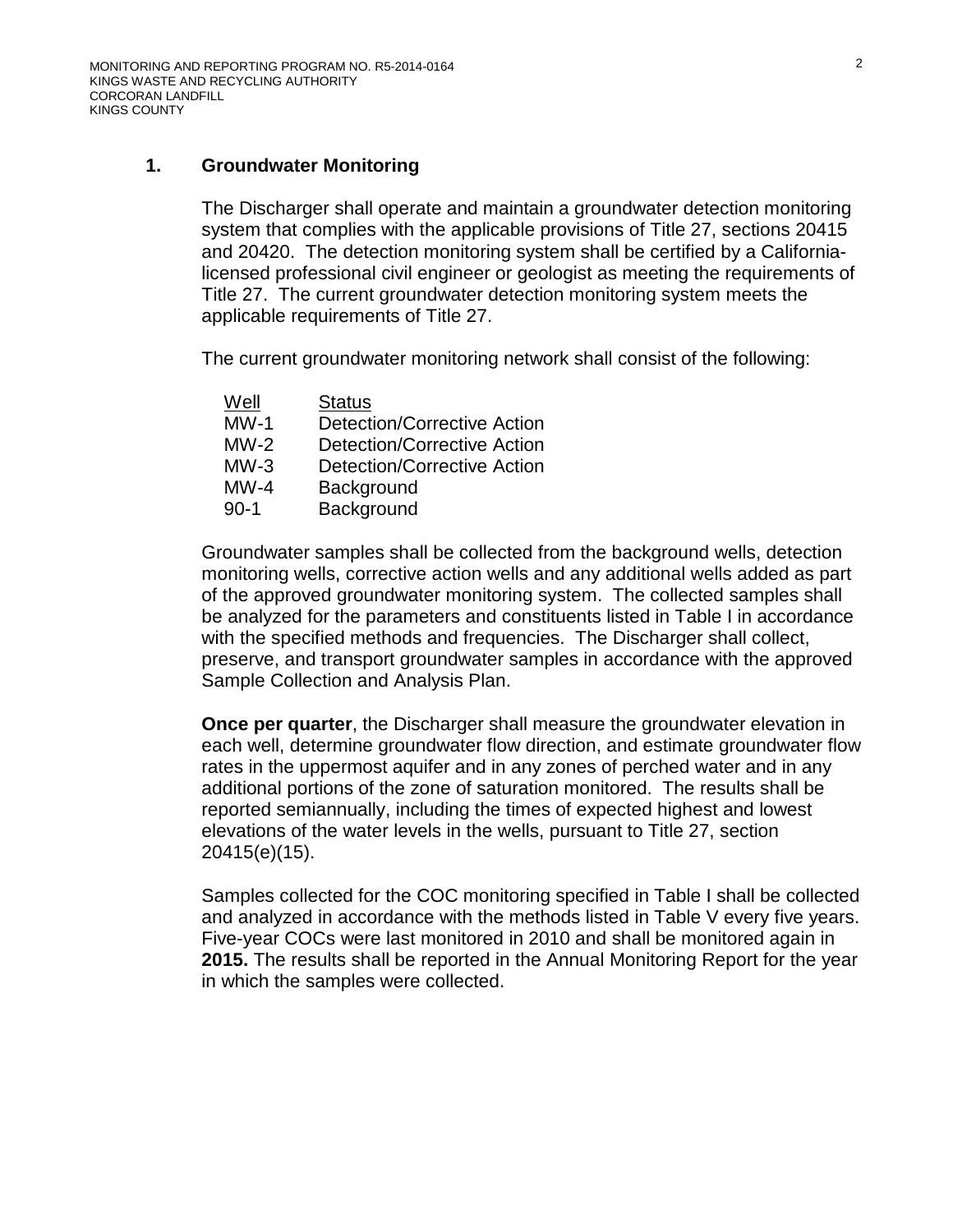## 1. Groundwater Monitoring

The Discharger shall operate and maintain a groundwater detection monitoring system that complies with the applicable provisions of Title 27, sections 20415 and 20420. The detection monitoring system shall be certified by a California-licensed professional civil engineer or geologist as meeting the requirements of Title 27. The current groundwater detection monitoring system meets the applicable requirements of Title 27.

The current groundwater monitoring network shall consist of the following:

| Well | Status |
|---|---|
| MW-1 | Detection/Corrective Action |
| MW-2 | Detection/Corrective Action |
| MW-3 | Detection/Corrective Action |
| MW-4 | Background |
| 90-1 | Background |

Groundwater samples shall be collected from the background wells, detection monitoring wells, corrective action wells and any additional wells added as part of the approved groundwater monitoring system. The collected samples shall be analyzed for the parameters and constituents listed in Table I in accordance with the specified methods and frequencies. The Discharger shall collect, preserve, and transport groundwater samples in accordance with the approved Sample Collection and Analysis Plan.

**Once per quarter**, the Discharger shall measure the groundwater elevation in each well, determine groundwater flow direction, and estimate groundwater flow rates in the uppermost aquifer and in any zones of perched water and in any additional portions of the zone of saturation monitored. The results shall be reported semiannually, including the times of expected highest and lowest elevations of the water levels in the wells, pursuant to Title 27, section 20415(e)(15).

Samples collected for the COC monitoring specified in Table I shall be collected and analyzed in accordance with the methods listed in Table V every five years. Five-year COCs were last monitored in 2010 and shall be monitored again in **2015.** The results shall be reported in the Annual Monitoring Report for the year in which the samples were collected.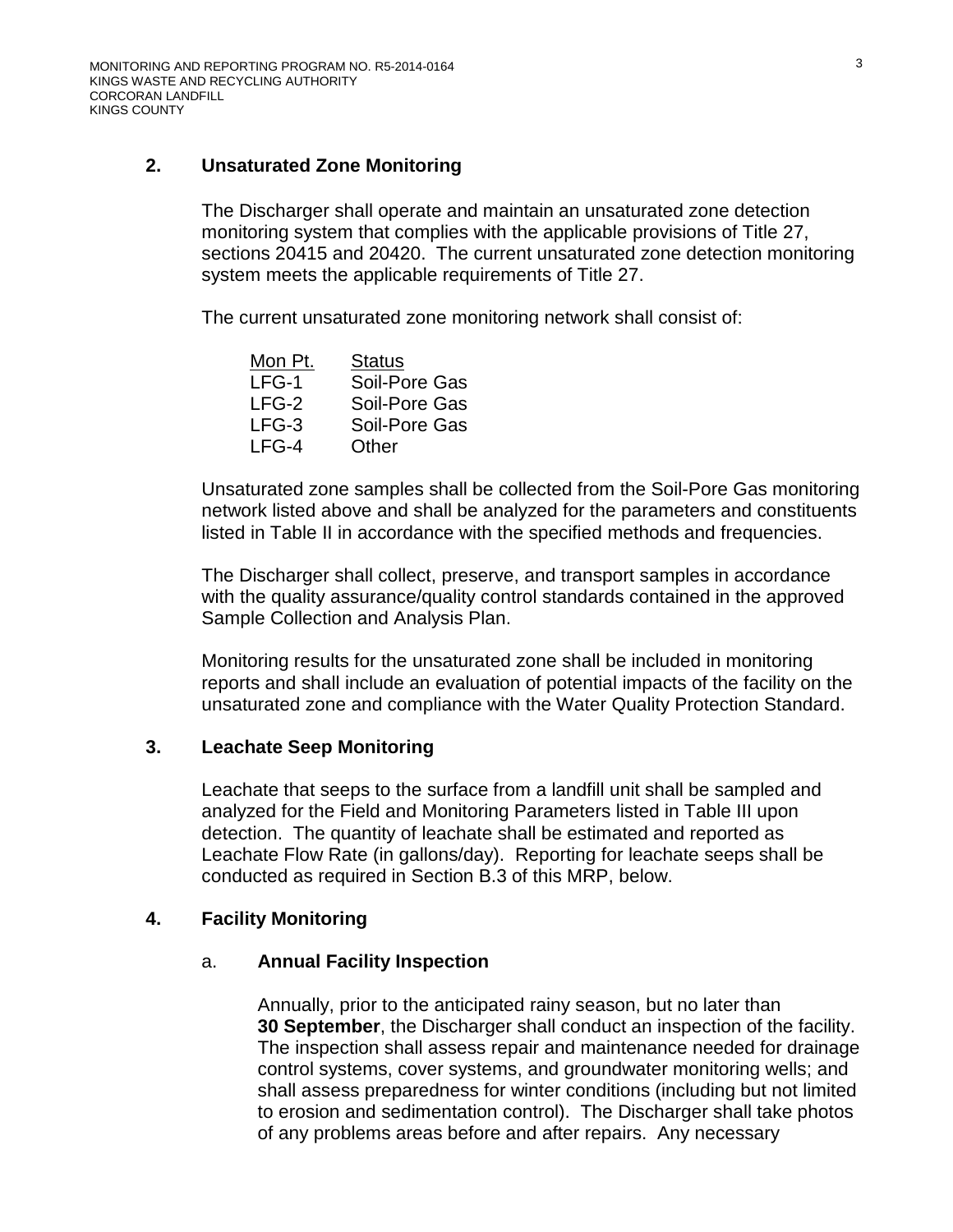## 2. Unsaturated Zone Monitoring

The Discharger shall operate and maintain an unsaturated zone detection monitoring system that complies with the applicable provisions of Title 27, sections 20415 and 20420. The current unsaturated zone detection monitoring system meets the applicable requirements of Title 27.

The current unsaturated zone monitoring network shall consist of:

| Mon Pt. | Status |
|---|---|
| LFG-1 | Soil-Pore Gas |
| LFG-2 | Soil-Pore Gas |
| LFG-3 | Soil-Pore Gas |
| LFG-4 | Other |

Unsaturated zone samples shall be collected from the Soil-Pore Gas monitoring network listed above and shall be analyzed for the parameters and constituents listed in Table II in accordance with the specified methods and frequencies.

The Discharger shall collect, preserve, and transport samples in accordance with the quality assurance/quality control standards contained in the approved Sample Collection and Analysis Plan.

Monitoring results for the unsaturated zone shall be included in monitoring reports and shall include an evaluation of potential impacts of the facility on the unsaturated zone and compliance with the Water Quality Protection Standard.

## 3. Leachate Seep Monitoring

Leachate that seeps to the surface from a landfill unit shall be sampled and analyzed for the Field and Monitoring Parameters listed in Table III upon detection. The quantity of leachate shall be estimated and reported as Leachate Flow Rate (in gallons/day). Reporting for leachate seeps shall be conducted as required in Section B.3 of this MRP, below.

## 4. Facility Monitoring

### a. Annual Facility Inspection

Annually, prior to the anticipated rainy season, but no later than **30 September**, the Discharger shall conduct an inspection of the facility. The inspection shall assess repair and maintenance needed for drainage control systems, cover systems, and groundwater monitoring wells; and shall assess preparedness for winter conditions (including but not limited to erosion and sedimentation control). The Discharger shall take photos of any problems areas before and after repairs. Any necessary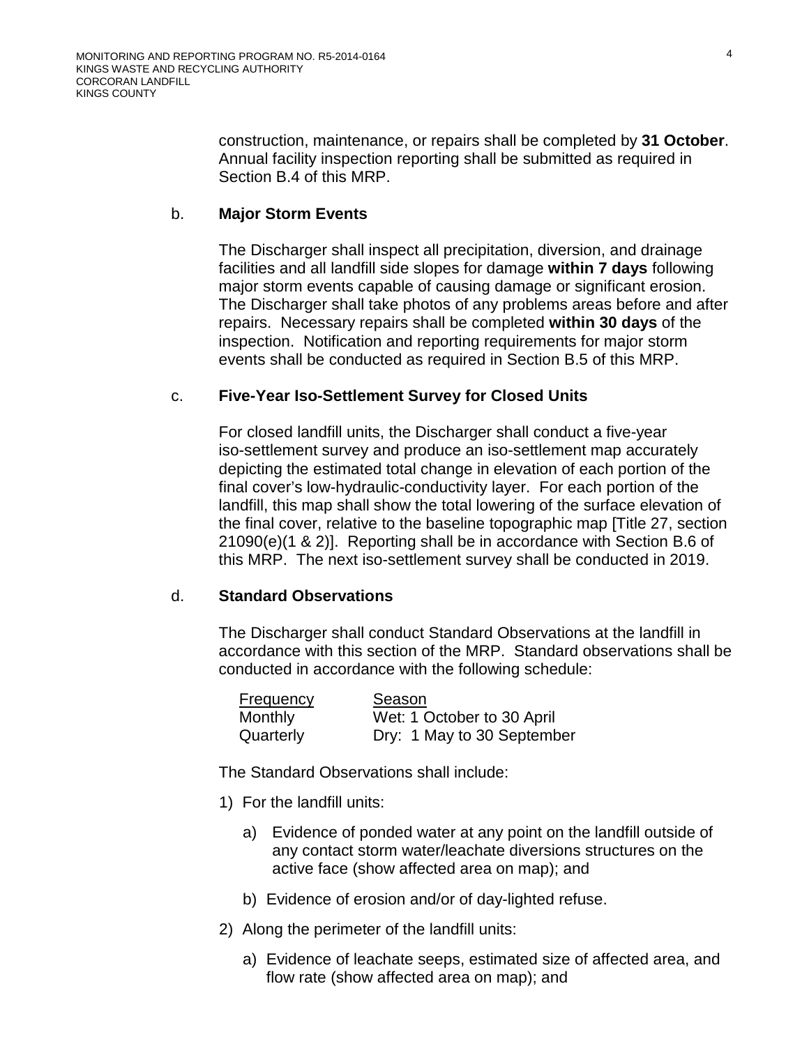construction, maintenance, or repairs shall be completed by **31 October**. Annual facility inspection reporting shall be submitted as required in Section B.4 of this MRP.

b. **Major Storm Events**

The Discharger shall inspect all precipitation, diversion, and drainage facilities and all landfill side slopes for damage **within 7 days** following major storm events capable of causing damage or significant erosion. The Discharger shall take photos of any problems areas before and after repairs. Necessary repairs shall be completed **within 30 days** of the inspection. Notification and reporting requirements for major storm events shall be conducted as required in Section B.5 of this MRP.

c. **Five-Year Iso-Settlement Survey for Closed Units**

For closed landfill units, the Discharger shall conduct a five-year iso-settlement survey and produce an iso-settlement map accurately depicting the estimated total change in elevation of each portion of the final cover's low-hydraulic-conductivity layer. For each portion of the landfill, this map shall show the total lowering of the surface elevation of the final cover, relative to the baseline topographic map [Title 27, section 21090(e)(1 & 2)]. Reporting shall be in accordance with Section B.6 of this MRP. The next iso-settlement survey shall be conducted in 2019.

d. **Standard Observations**

The Discharger shall conduct Standard Observations at the landfill in accordance with this section of the MRP. Standard observations shall be conducted in accordance with the following schedule:

| Frequency | Season |
|---|---|
| Monthly | Wet: 1 October to 30 April |
| Quarterly | Dry: 1 May to 30 September |

The Standard Observations shall include:

1) For the landfill units:

   a) Evidence of ponded water at any point on the landfill outside of any contact storm water/leachate diversions structures on the active face (show affected area on map); and

   b) Evidence of erosion and/or of day-lighted refuse.

2) Along the perimeter of the landfill units:

   a) Evidence of leachate seeps, estimated size of affected area, and flow rate (show affected area on map); and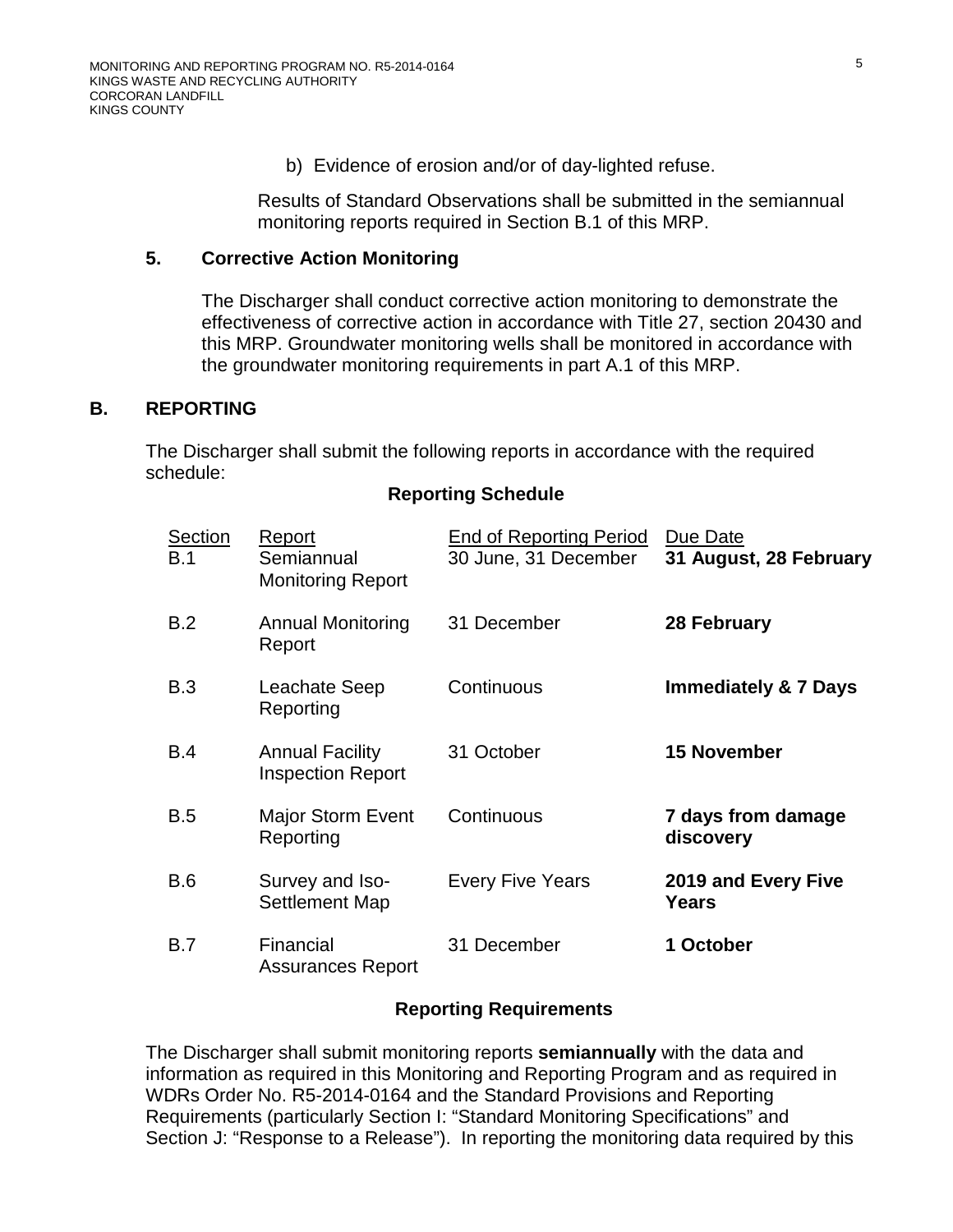b) Evidence of erosion and/or of day-lighted refuse.

Results of Standard Observations shall be submitted in the semiannual monitoring reports required in Section B.1 of this MRP.

### 5. Corrective Action Monitoring

The Discharger shall conduct corrective action monitoring to demonstrate the effectiveness of corrective action in accordance with Title 27, section 20430 and this MRP. Groundwater monitoring wells shall be monitored in accordance with the groundwater monitoring requirements in part A.1 of this MRP.

## B. REPORTING

The Discharger shall submit the following reports in accordance with the required schedule:

**Reporting Schedule**

| Section | Report | End of Reporting Period | Due Date |
|---|---|---|---|
| B.1 | Semiannual Monitoring Report | 30 June, 31 December | **31 August, 28 February** |
| B.2 | Annual Monitoring Report | 31 December | **28 February** |
| B.3 | Leachate Seep Reporting | Continuous | **Immediately & 7 Days** |
| B.4 | Annual Facility Inspection Report | 31 October | **15 November** |
| B.5 | Major Storm Event Reporting | Continuous | **7 days from damage discovery** |
| B.6 | Survey and Iso-Settlement Map | Every Five Years | **2019 and Every Five Years** |
| B.7 | Financial Assurances Report | 31 December | **1 October** |

**Reporting Requirements**

The Discharger shall submit monitoring reports **semiannually** with the data and information as required in this Monitoring and Reporting Program and as required in WDRs Order No. R5-2014-0164 and the Standard Provisions and Reporting Requirements (particularly Section I: "Standard Monitoring Specifications" and Section J: "Response to a Release"). In reporting the monitoring data required by this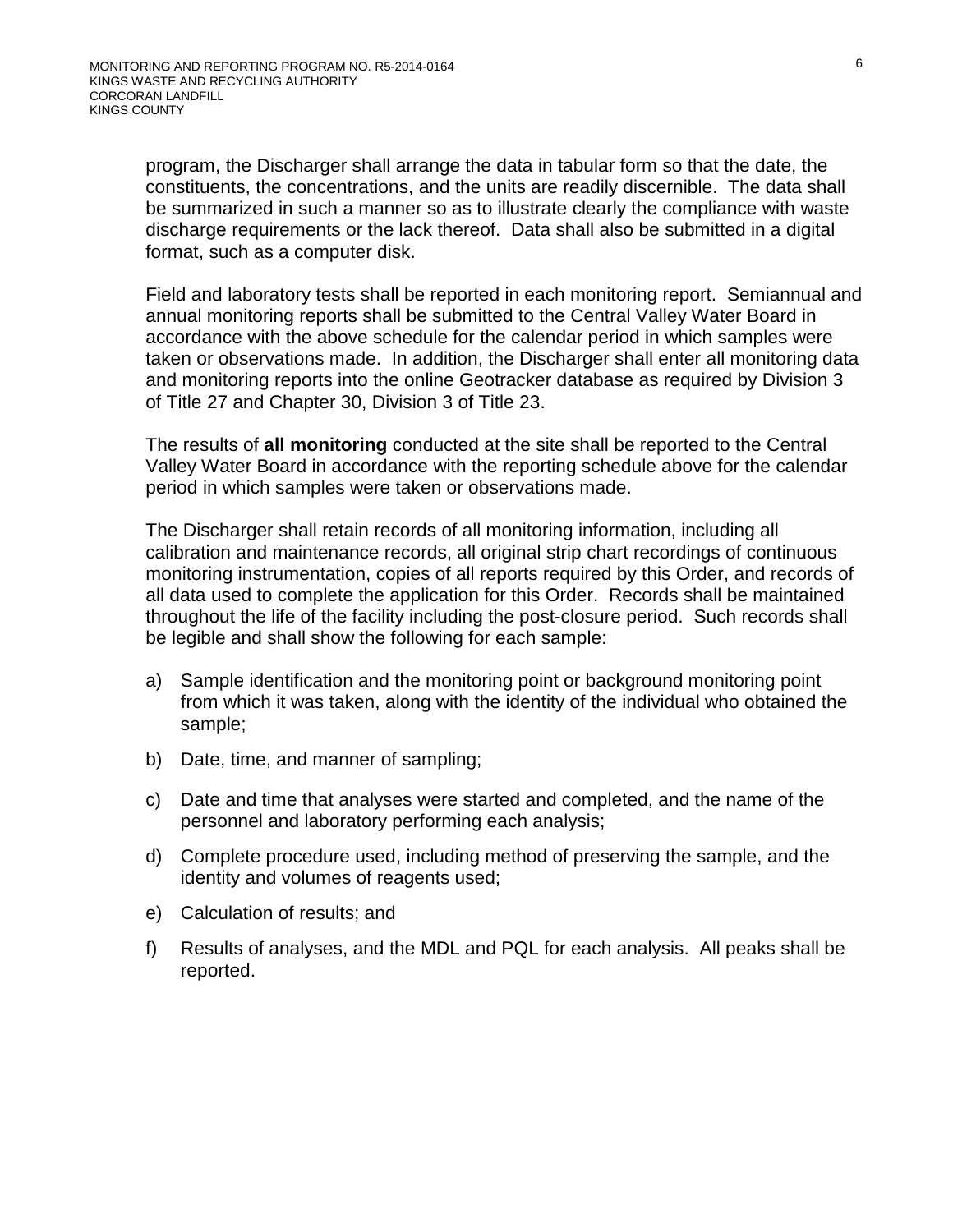program, the Discharger shall arrange the data in tabular form so that the date, the constituents, the concentrations, and the units are readily discernible. The data shall be summarized in such a manner so as to illustrate clearly the compliance with waste discharge requirements or the lack thereof. Data shall also be submitted in a digital format, such as a computer disk.

Field and laboratory tests shall be reported in each monitoring report. Semiannual and annual monitoring reports shall be submitted to the Central Valley Water Board in accordance with the above schedule for the calendar period in which samples were taken or observations made. In addition, the Discharger shall enter all monitoring data and monitoring reports into the online Geotracker database as required by Division 3 of Title 27 and Chapter 30, Division 3 of Title 23.

The results of **all monitoring** conducted at the site shall be reported to the Central Valley Water Board in accordance with the reporting schedule above for the calendar period in which samples were taken or observations made.

The Discharger shall retain records of all monitoring information, including all calibration and maintenance records, all original strip chart recordings of continuous monitoring instrumentation, copies of all reports required by this Order, and records of all data used to complete the application for this Order. Records shall be maintained throughout the life of the facility including the post-closure period. Such records shall be legible and shall show the following for each sample:

a) Sample identification and the monitoring point or background monitoring point from which it was taken, along with the identity of the individual who obtained the sample;

b) Date, time, and manner of sampling;

c) Date and time that analyses were started and completed, and the name of the personnel and laboratory performing each analysis;

d) Complete procedure used, including method of preserving the sample, and the identity and volumes of reagents used;

e) Calculation of results; and

f) Results of analyses, and the MDL and PQL for each analysis. All peaks shall be reported.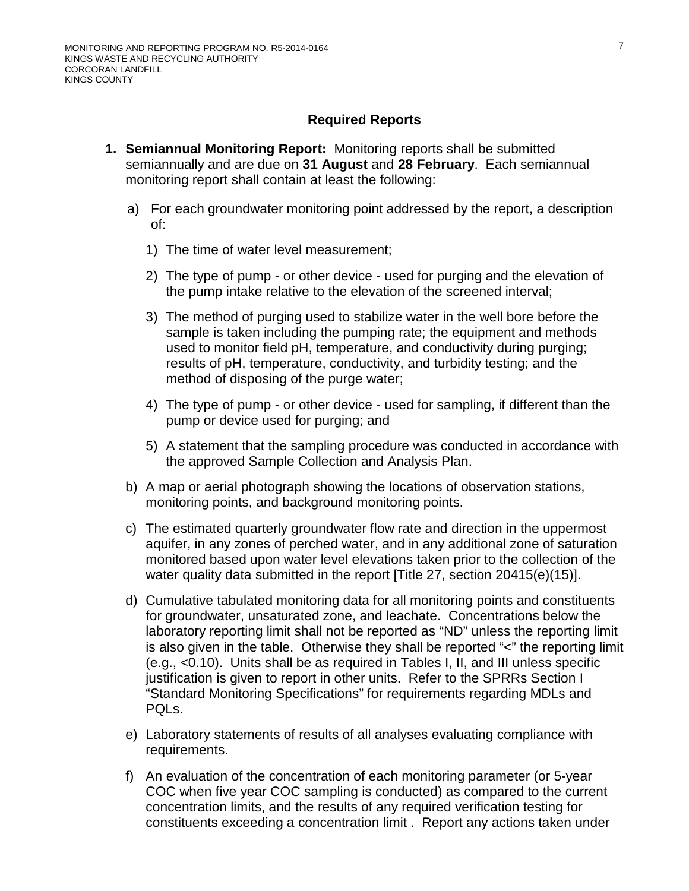## Required Reports

1. **Semiannual Monitoring Report:** Monitoring reports shall be submitted semiannually and are due on **31 August** and **28 February**. Each semiannual monitoring report shall contain at least the following:

   a) For each groundwater monitoring point addressed by the report, a description of:

      1) The time of water level measurement;

      2) The type of pump - or other device - used for purging and the elevation of the pump intake relative to the elevation of the screened interval;

      3) The method of purging used to stabilize water in the well bore before the sample is taken including the pumping rate; the equipment and methods used to monitor field pH, temperature, and conductivity during purging; results of pH, temperature, conductivity, and turbidity testing; and the method of disposing of the purge water;

      4) The type of pump - or other device - used for sampling, if different than the pump or device used for purging; and

      5) A statement that the sampling procedure was conducted in accordance with the approved Sample Collection and Analysis Plan.

   b) A map or aerial photograph showing the locations of observation stations, monitoring points, and background monitoring points.

   c) The estimated quarterly groundwater flow rate and direction in the uppermost aquifer, in any zones of perched water, and in any additional zone of saturation monitored based upon water level elevations taken prior to the collection of the water quality data submitted in the report [Title 27, section 20415(e)(15)].

   d) Cumulative tabulated monitoring data for all monitoring points and constituents for groundwater, unsaturated zone, and leachate. Concentrations below the laboratory reporting limit shall not be reported as "ND" unless the reporting limit is also given in the table. Otherwise they shall be reported "<" the reporting limit (e.g., <0.10). Units shall be as required in Tables I, II, and III unless specific justification is given to report in other units. Refer to the SPRRs Section I "Standard Monitoring Specifications" for requirements regarding MDLs and PQLs.

   e) Laboratory statements of results of all analyses evaluating compliance with requirements.

   f) An evaluation of the concentration of each monitoring parameter (or 5-year COC when five year COC sampling is conducted) as compared to the current concentration limits, and the results of any required verification testing for constituents exceeding a concentration limit . Report any actions taken under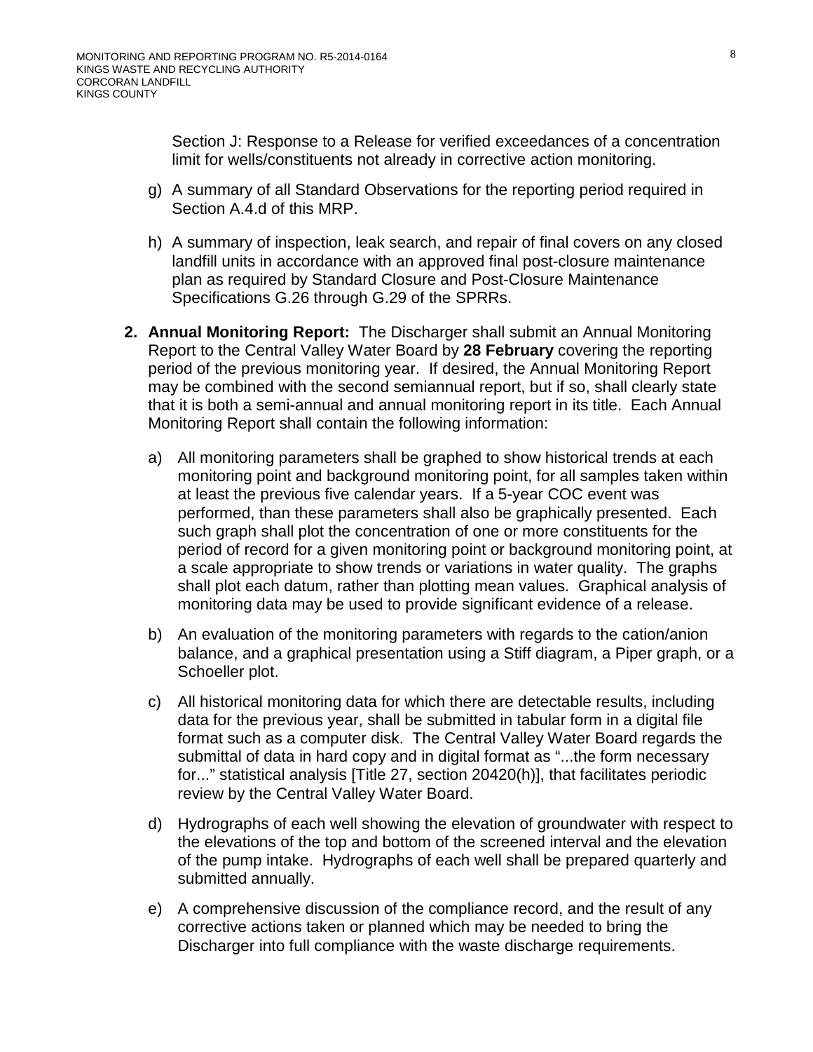Section J: Response to a Release for verified exceedances of a concentration limit for wells/constituents not already in corrective action monitoring.

g) A summary of all Standard Observations for the reporting period required in Section A.4.d of this MRP.

h) A summary of inspection, leak search, and repair of final covers on any closed landfill units in accordance with an approved final post-closure maintenance plan as required by Standard Closure and Post-Closure Maintenance Specifications G.26 through G.29 of the SPRRs.

2. **Annual Monitoring Report:** The Discharger shall submit an Annual Monitoring Report to the Central Valley Water Board by **28 February** covering the reporting period of the previous monitoring year. If desired, the Annual Monitoring Report may be combined with the second semiannual report, but if so, shall clearly state that it is both a semi-annual and annual monitoring report in its title. Each Annual Monitoring Report shall contain the following information:

   a) All monitoring parameters shall be graphed to show historical trends at each monitoring point and background monitoring point, for all samples taken within at least the previous five calendar years. If a 5-year COC event was performed, than these parameters shall also be graphically presented. Each such graph shall plot the concentration of one or more constituents for the period of record for a given monitoring point or background monitoring point, at a scale appropriate to show trends or variations in water quality. The graphs shall plot each datum, rather than plotting mean values. Graphical analysis of monitoring data may be used to provide significant evidence of a release.

   b) An evaluation of the monitoring parameters with regards to the cation/anion balance, and a graphical presentation using a Stiff diagram, a Piper graph, or a Schoeller plot.

   c) All historical monitoring data for which there are detectable results, including data for the previous year, shall be submitted in tabular form in a digital file format such as a computer disk. The Central Valley Water Board regards the submittal of data in hard copy and in digital format as "...the form necessary for..." statistical analysis [Title 27, section 20420(h)], that facilitates periodic review by the Central Valley Water Board.

   d) Hydrographs of each well showing the elevation of groundwater with respect to the elevations of the top and bottom of the screened interval and the elevation of the pump intake. Hydrographs of each well shall be prepared quarterly and submitted annually.

   e) A comprehensive discussion of the compliance record, and the result of any corrective actions taken or planned which may be needed to bring the Discharger into full compliance with the waste discharge requirements.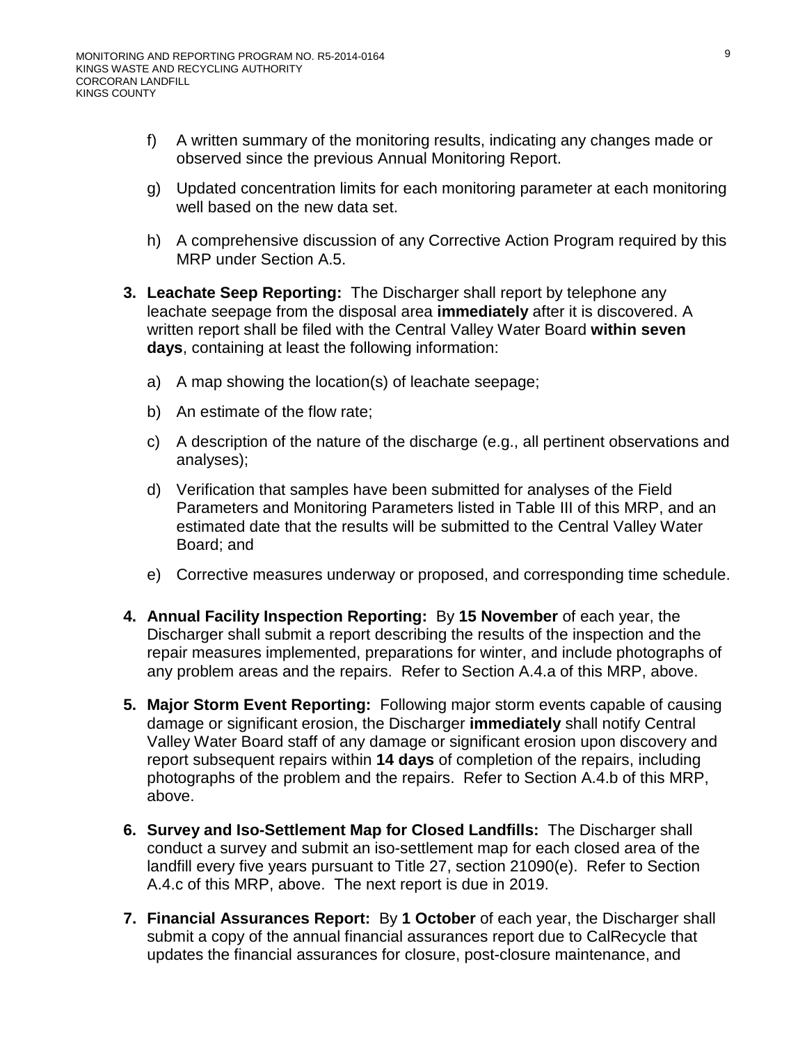f) A written summary of the monitoring results, indicating any changes made or observed since the previous Annual Monitoring Report.

g) Updated concentration limits for each monitoring parameter at each monitoring well based on the new data set.

h) A comprehensive discussion of any Corrective Action Program required by this MRP under Section A.5.

**3. Leachate Seep Reporting:** The Discharger shall report by telephone any leachate seepage from the disposal area **immediately** after it is discovered. A written report shall be filed with the Central Valley Water Board **within seven days**, containing at least the following information:

a) A map showing the location(s) of leachate seepage;

b) An estimate of the flow rate;

c) A description of the nature of the discharge (e.g., all pertinent observations and analyses);

d) Verification that samples have been submitted for analyses of the Field Parameters and Monitoring Parameters listed in Table III of this MRP, and an estimated date that the results will be submitted to the Central Valley Water Board; and

e) Corrective measures underway or proposed, and corresponding time schedule.

**4. Annual Facility Inspection Reporting:** By **15 November** of each year, the Discharger shall submit a report describing the results of the inspection and the repair measures implemented, preparations for winter, and include photographs of any problem areas and the repairs. Refer to Section A.4.a of this MRP, above.

**5. Major Storm Event Reporting:** Following major storm events capable of causing damage or significant erosion, the Discharger **immediately** shall notify Central Valley Water Board staff of any damage or significant erosion upon discovery and report subsequent repairs within **14 days** of completion of the repairs, including photographs of the problem and the repairs. Refer to Section A.4.b of this MRP, above.

**6. Survey and Iso-Settlement Map for Closed Landfills:** The Discharger shall conduct a survey and submit an iso-settlement map for each closed area of the landfill every five years pursuant to Title 27, section 21090(e). Refer to Section A.4.c of this MRP, above. The next report is due in 2019.

**7. Financial Assurances Report:** By **1 October** of each year, the Discharger shall submit a copy of the annual financial assurances report due to CalRecycle that updates the financial assurances for closure, post-closure maintenance, and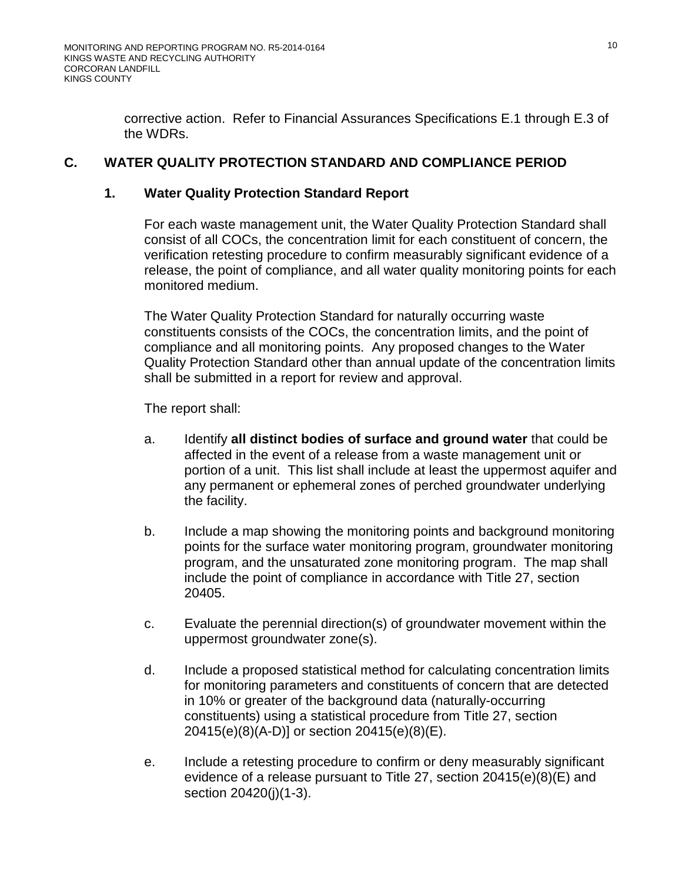corrective action. Refer to Financial Assurances Specifications E.1 through E.3 of the WDRs.

## C. WATER QUALITY PROTECTION STANDARD AND COMPLIANCE PERIOD

### 1. Water Quality Protection Standard Report

For each waste management unit, the Water Quality Protection Standard shall consist of all COCs, the concentration limit for each constituent of concern, the verification retesting procedure to confirm measurably significant evidence of a release, the point of compliance, and all water quality monitoring points for each monitored medium.

The Water Quality Protection Standard for naturally occurring waste constituents consists of the COCs, the concentration limits, and the point of compliance and all monitoring points. Any proposed changes to the Water Quality Protection Standard other than annual update of the concentration limits shall be submitted in a report for review and approval.

The report shall:

a. Identify **all distinct bodies of surface and ground water** that could be affected in the event of a release from a waste management unit or portion of a unit. This list shall include at least the uppermost aquifer and any permanent or ephemeral zones of perched groundwater underlying the facility.

b. Include a map showing the monitoring points and background monitoring points for the surface water monitoring program, groundwater monitoring program, and the unsaturated zone monitoring program. The map shall include the point of compliance in accordance with Title 27, section 20405.

c. Evaluate the perennial direction(s) of groundwater movement within the uppermost groundwater zone(s).

d. Include a proposed statistical method for calculating concentration limits for monitoring parameters and constituents of concern that are detected in 10% or greater of the background data (naturally-occurring constituents) using a statistical procedure from Title 27, section 20415(e)(8)(A-D)] or section 20415(e)(8)(E).

e. Include a retesting procedure to confirm or deny measurably significant evidence of a release pursuant to Title 27, section 20415(e)(8)(E) and section 20420(j)(1-3).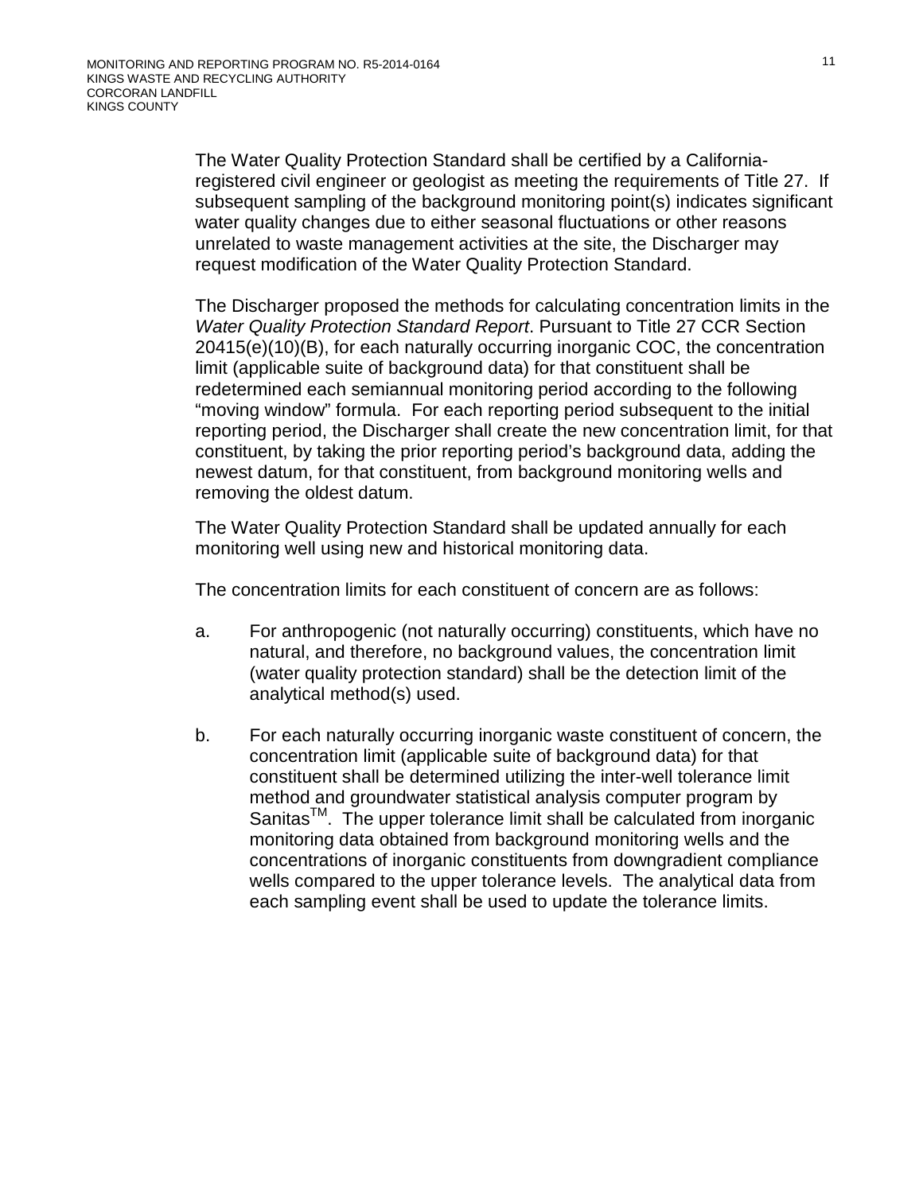The Water Quality Protection Standard shall be certified by a California-registered civil engineer or geologist as meeting the requirements of Title 27. If subsequent sampling of the background monitoring point(s) indicates significant water quality changes due to either seasonal fluctuations or other reasons unrelated to waste management activities at the site, the Discharger may request modification of the Water Quality Protection Standard.

The Discharger proposed the methods for calculating concentration limits in the *Water Quality Protection Standard Report*. Pursuant to Title 27 CCR Section 20415(e)(10)(B), for each naturally occurring inorganic COC, the concentration limit (applicable suite of background data) for that constituent shall be redetermined each semiannual monitoring period according to the following "moving window" formula. For each reporting period subsequent to the initial reporting period, the Discharger shall create the new concentration limit, for that constituent, by taking the prior reporting period's background data, adding the newest datum, for that constituent, from background monitoring wells and removing the oldest datum.

The Water Quality Protection Standard shall be updated annually for each monitoring well using new and historical monitoring data.

The concentration limits for each constituent of concern are as follows:

a. For anthropogenic (not naturally occurring) constituents, which have no natural, and therefore, no background values, the concentration limit (water quality protection standard) shall be the detection limit of the analytical method(s) used.

b. For each naturally occurring inorganic waste constituent of concern, the concentration limit (applicable suite of background data) for that constituent shall be determined utilizing the inter-well tolerance limit method and groundwater statistical analysis computer program by Sanitas™. The upper tolerance limit shall be calculated from inorganic monitoring data obtained from background monitoring wells and the concentrations of inorganic constituents from downgradient compliance wells compared to the upper tolerance levels. The analytical data from each sampling event shall be used to update the tolerance limits.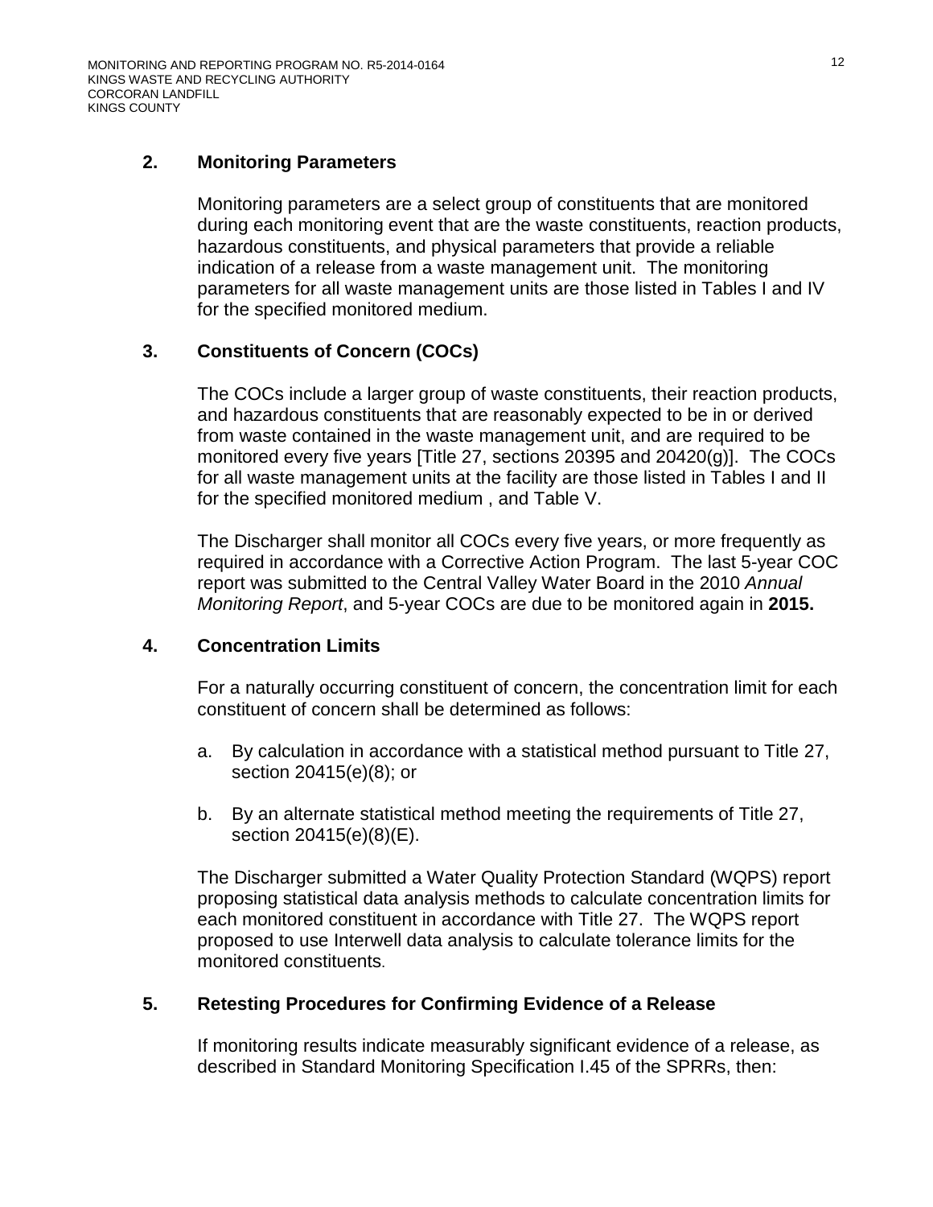## 2. Monitoring Parameters

Monitoring parameters are a select group of constituents that are monitored during each monitoring event that are the waste constituents, reaction products, hazardous constituents, and physical parameters that provide a reliable indication of a release from a waste management unit. The monitoring parameters for all waste management units are those listed in Tables I and IV for the specified monitored medium.

## 3. Constituents of Concern (COCs)

The COCs include a larger group of waste constituents, their reaction products, and hazardous constituents that are reasonably expected to be in or derived from waste contained in the waste management unit, and are required to be monitored every five years [Title 27, sections 20395 and 20420(g)]. The COCs for all waste management units at the facility are those listed in Tables I and II for the specified monitored medium , and Table V.

The Discharger shall monitor all COCs every five years, or more frequently as required in accordance with a Corrective Action Program. The last 5-year COC report was submitted to the Central Valley Water Board in the 2010 *Annual Monitoring Report*, and 5-year COCs are due to be monitored again in **2015.**

## 4. Concentration Limits

For a naturally occurring constituent of concern, the concentration limit for each constituent of concern shall be determined as follows:

a. By calculation in accordance with a statistical method pursuant to Title 27, section 20415(e)(8); or

b. By an alternate statistical method meeting the requirements of Title 27, section 20415(e)(8)(E).

The Discharger submitted a Water Quality Protection Standard (WQPS) report proposing statistical data analysis methods to calculate concentration limits for each monitored constituent in accordance with Title 27. The WQPS report proposed to use Interwell data analysis to calculate tolerance limits for the monitored constituents.

## 5. Retesting Procedures for Confirming Evidence of a Release

If monitoring results indicate measurably significant evidence of a release, as described in Standard Monitoring Specification I.45 of the SPRRs, then: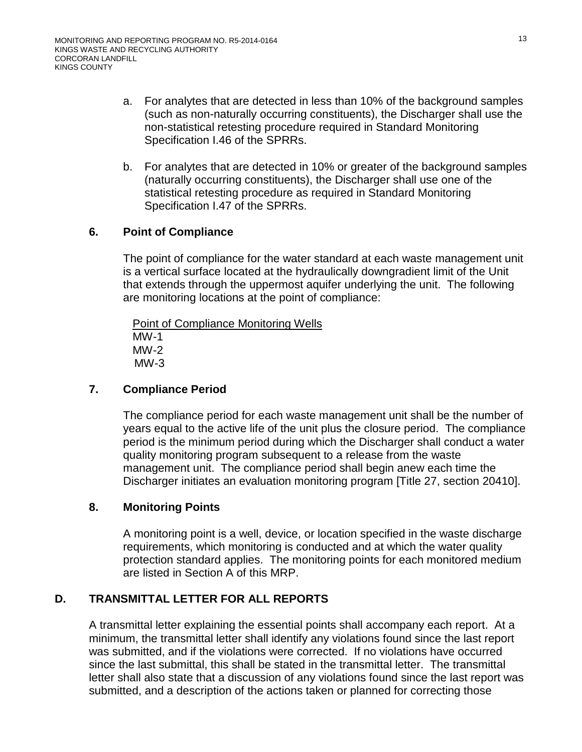a. For analytes that are detected in less than 10% of the background samples (such as non-naturally occurring constituents), the Discharger shall use the non-statistical retesting procedure required in Standard Monitoring Specification I.46 of the SPRRs.

b. For analytes that are detected in 10% or greater of the background samples (naturally occurring constituents), the Discharger shall use one of the statistical retesting procedure as required in Standard Monitoring Specification I.47 of the SPRRs.

### 6. Point of Compliance

The point of compliance for the water standard at each waste management unit is a vertical surface located at the hydraulically downgradient limit of the Unit that extends through the uppermost aquifer underlying the unit. The following are monitoring locations at the point of compliance:

Point of Compliance Monitoring Wells
MW-1
MW-2
MW-3

### 7. Compliance Period

The compliance period for each waste management unit shall be the number of years equal to the active life of the unit plus the closure period. The compliance period is the minimum period during which the Discharger shall conduct a water quality monitoring program subsequent to a release from the waste management unit. The compliance period shall begin anew each time the Discharger initiates an evaluation monitoring program [Title 27, section 20410].

### 8. Monitoring Points

A monitoring point is a well, device, or location specified in the waste discharge requirements, which monitoring is conducted and at which the water quality protection standard applies. The monitoring points for each monitored medium are listed in Section A of this MRP.

## D. TRANSMITTAL LETTER FOR ALL REPORTS

A transmittal letter explaining the essential points shall accompany each report. At a minimum, the transmittal letter shall identify any violations found since the last report was submitted, and if the violations were corrected. If no violations have occurred since the last submittal, this shall be stated in the transmittal letter. The transmittal letter shall also state that a discussion of any violations found since the last report was submitted, and a description of the actions taken or planned for correcting those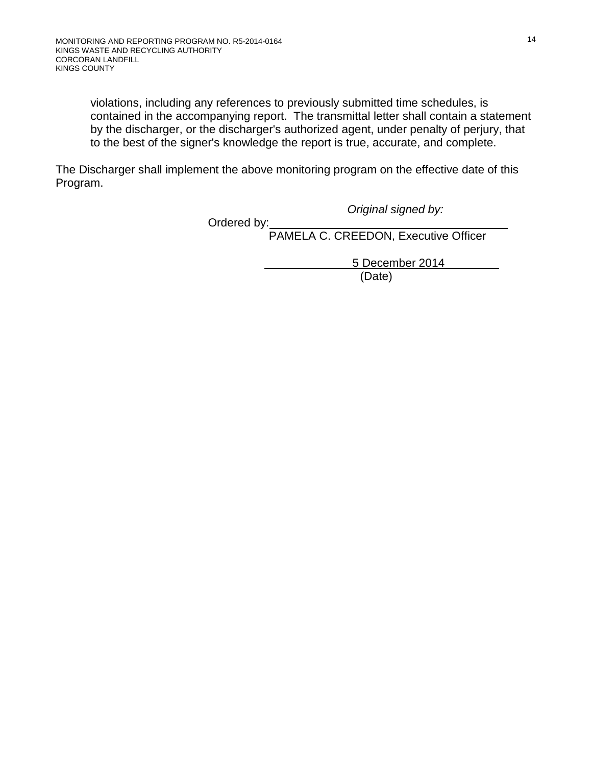violations, including any references to previously submitted time schedules, is contained in the accompanying report. The transmittal letter shall contain a statement by the discharger, or the discharger's authorized agent, under penalty of perjury, that to the best of the signer's knowledge the report is true, accurate, and complete.

The Discharger shall implement the above monitoring program on the effective date of this Program.

*Original signed by:*

Ordered by: \_\_\_\_\_\_\_\_\_\_\_\_\_\_\_\_\_\_\_\_\_\_\_\_\_\_\_\_\_\_\_\_\_\_\_\_\_\_\_\_

PAMELA C. CREEDON, Executive Officer

5 December 2014

(Date)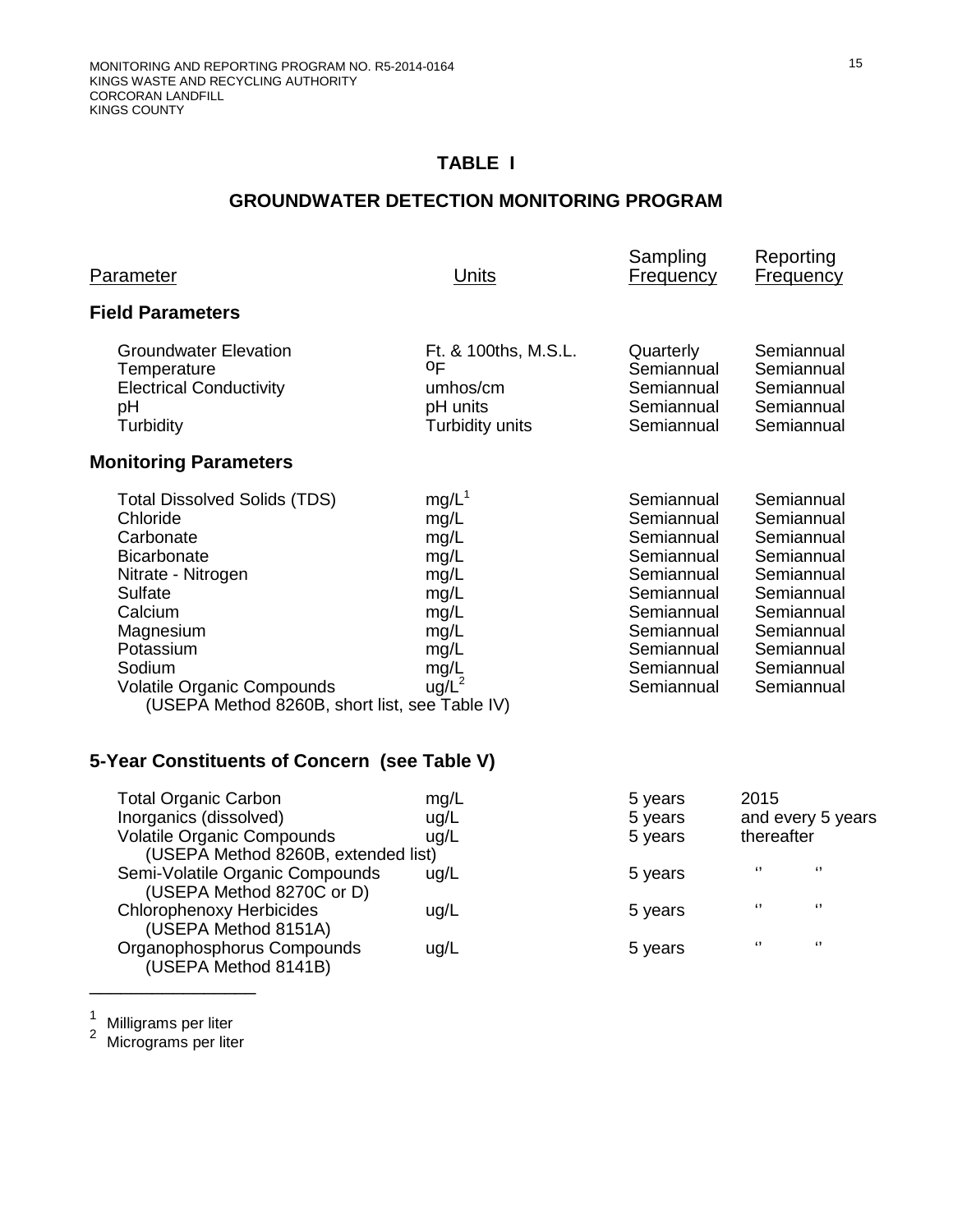## TABLE I

## GROUNDWATER DETECTION MONITORING PROGRAM

| Parameter | Units | Sampling Frequency | Reporting Frequency |
|---|---|---|---|
| **Field Parameters** | | | |
| Groundwater Elevation | Ft. & 100ths, M.S.L. | Quarterly | Semiannual |
| Temperature | oF | Semiannual | Semiannual |
| Electrical Conductivity | umhos/cm | Semiannual | Semiannual |
| pH | pH units | Semiannual | Semiannual |
| Turbidity | Turbidity units | Semiannual | Semiannual |
| **Monitoring Parameters** | | | |
| Total Dissolved Solids (TDS) | mg/L[1] | Semiannual | Semiannual |
| Chloride | mg/L | Semiannual | Semiannual |
| Carbonate | mg/L | Semiannual | Semiannual |
| Bicarbonate | mg/L | Semiannual | Semiannual |
| Nitrate - Nitrogen | mg/L | Semiannual | Semiannual |
| Sulfate | mg/L | Semiannual | Semiannual |
| Calcium | mg/L | Semiannual | Semiannual |
| Magnesium | mg/L | Semiannual | Semiannual |
| Potassium | mg/L | Semiannual | Semiannual |
| Sodium | mg/L | Semiannual | Semiannual |
| Volatile Organic Compounds (USEPA Method 8260B, short list, see Table IV) | ug/L[2] | Semiannual | Semiannual |
| **5-Year Constituents of Concern (see Table V)** | | | |
| Total Organic Carbon | mg/L | 5 years | 2015 |
| Inorganics (dissolved) | ug/L | 5 years | and every 5 years |
| Volatile Organic Compounds (USEPA Method 8260B, extended list) | ug/L | 5 years | thereafter |
| Semi-Volatile Organic Compounds (USEPA Method 8270C or D) | ug/L | 5 years | " " |
| Chlorophenoxy Herbicides (USEPA Method 8151A) | ug/L | 5 years | " " |
| Organophosphorus Compounds (USEPA Method 8141B) | ug/L | 5 years | " " |

---

[1] Milligrams per liter

[2] Micrograms per liter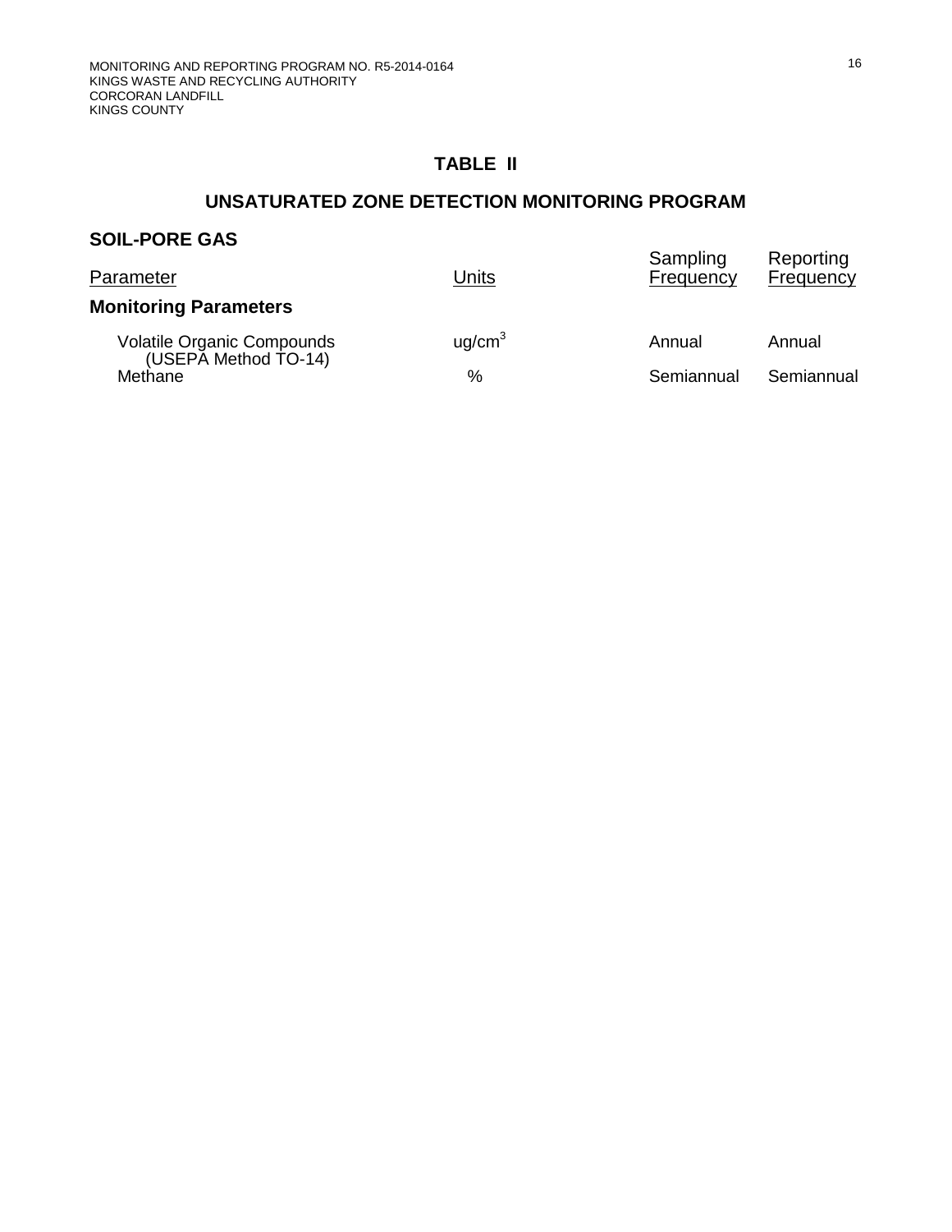## TABLE II

## UNSATURATED ZONE DETECTION MONITORING PROGRAM

### SOIL-PORE GAS

| Parameter | Units | Sampling Frequency | Reporting Frequency |
|---|---|---|---|
| **Monitoring Parameters** | | | |
| Volatile Organic Compounds (USEPA Method TO-14) | $ug/cm^3$ | Annual | Annual |
| Methane | % | Semiannual | Semiannual |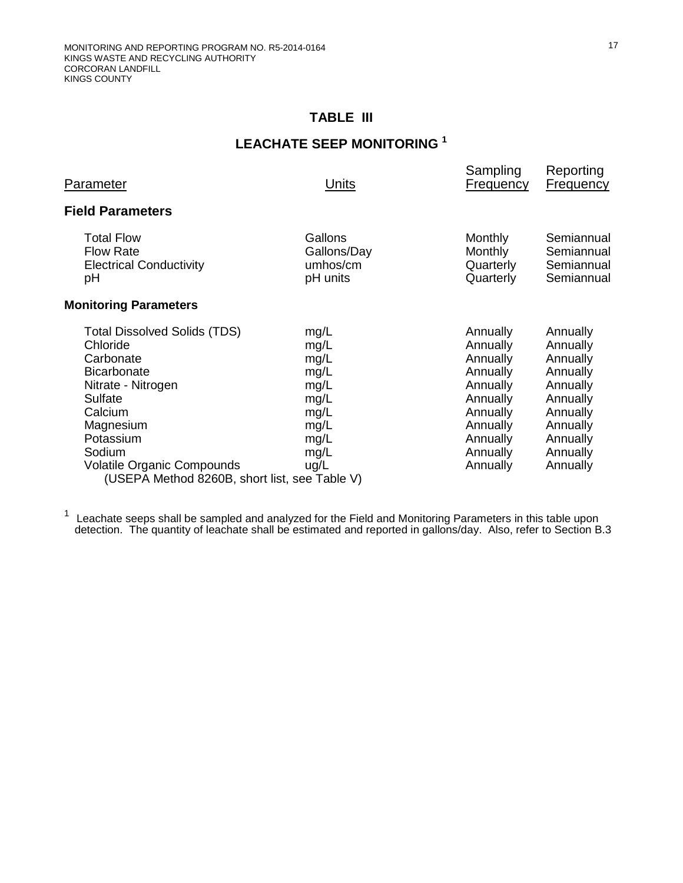## TABLE III

## LEACHATE SEEP MONITORING [1]

| Parameter | Units | Sampling Frequency | Reporting Frequency |
|---|---|---|---|
| **Field Parameters** | | | |
| Total Flow | Gallons | Monthly | Semiannual |
| Flow Rate | Gallons/Day | Monthly | Semiannual |
| Electrical Conductivity | umhos/cm | Quarterly | Semiannual |
| pH | pH units | Quarterly | Semiannual |
| **Monitoring Parameters** | | | |
| Total Dissolved Solids (TDS) | mg/L | Annually | Annually |
| Chloride | mg/L | Annually | Annually |
| Carbonate | mg/L | Annually | Annually |
| Bicarbonate | mg/L | Annually | Annually |
| Nitrate - Nitrogen | mg/L | Annually | Annually |
| Sulfate | mg/L | Annually | Annually |
| Calcium | mg/L | Annually | Annually |
| Magnesium | mg/L | Annually | Annually |
| Potassium | mg/L | Annually | Annually |
| Sodium | mg/L | Annually | Annually |
| Volatile Organic Compounds (USEPA Method 8260B, short list, see Table V) | ug/L | Annually | Annually |

[1] Leachate seeps shall be sampled and analyzed for the Field and Monitoring Parameters in this table upon detection. The quantity of leachate shall be estimated and reported in gallons/day. Also, refer to Section B.3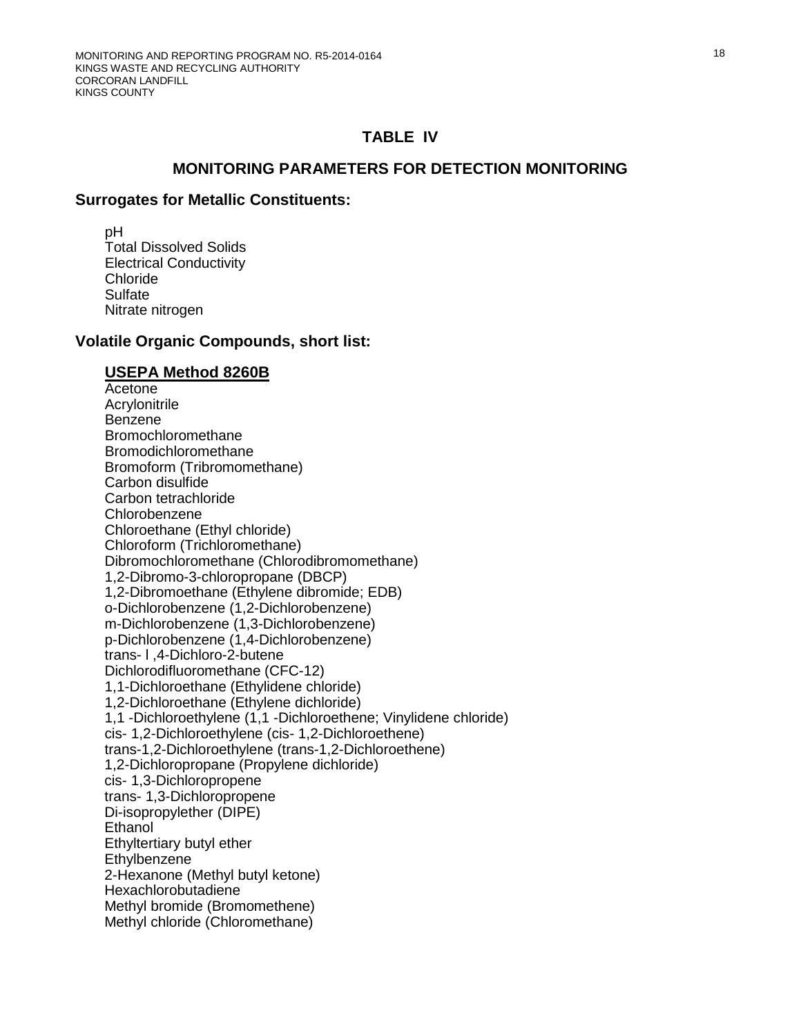# TABLE IV

## MONITORING PARAMETERS FOR DETECTION MONITORING

### Surrogates for Metallic Constituents:

pH
Total Dissolved Solids
Electrical Conductivity
Chloride
Sulfate
Nitrate nitrogen

### Volatile Organic Compounds, short list:

**USEPA Method 8260B**

Acetone
Acrylonitrile
Benzene
Bromochloromethane
Bromodichloromethane
Bromoform (Tribromomethane)
Carbon disulfide
Carbon tetrachloride
Chlorobenzene
Chloroethane (Ethyl chloride)
Chloroform (Trichloromethane)
Dibromochloromethane (Chlorodibromomethane)
1,2-Dibromo-3-chloropropane (DBCP)
1,2-Dibromoethane (Ethylene dibromide; EDB)
o-Dichlorobenzene (1,2-Dichlorobenzene)
m-Dichlorobenzene (1,3-Dichlorobenzene)
p-Dichlorobenzene (1,4-Dichlorobenzene)
trans- l ,4-Dichloro-2-butene
Dichlorodifluoromethane (CFC-12)
1,1-Dichloroethane (Ethylidene chloride)
1,2-Dichloroethane (Ethylene dichloride)
1,1 -Dichloroethylene (1,1 -Dichloroethene; Vinylidene chloride)
cis- 1,2-Dichloroethylene (cis- 1,2-Dichloroethene)
trans-1,2-Dichloroethylene (trans-1,2-Dichloroethene)
1,2-Dichloropropane (Propylene dichloride)
cis- 1,3-Dichloropropene
trans- 1,3-Dichloropropene
Di-isopropylether (DIPE)
Ethanol
Ethyltertiary butyl ether
Ethylbenzene
2-Hexanone (Methyl butyl ketone)
Hexachlorobutadiene
Methyl bromide (Bromomethene)
Methyl chloride (Chloromethane)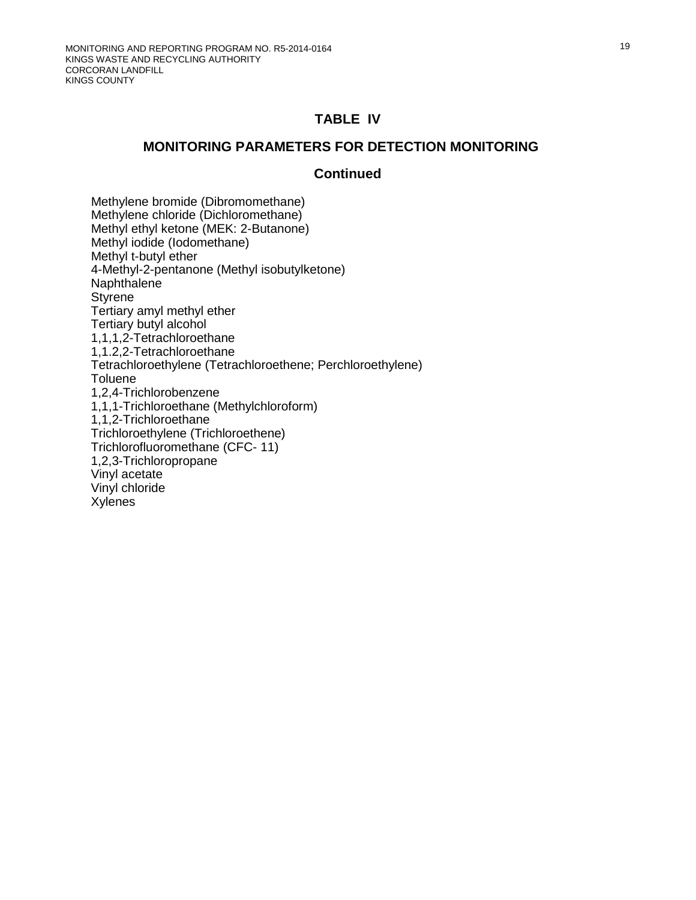# TABLE IV

## MONITORING PARAMETERS FOR DETECTION MONITORING

### Continued

Methylene bromide (Dibromomethane)
Methylene chloride (Dichloromethane)
Methyl ethyl ketone (MEK: 2-Butanone)
Methyl iodide (Iodomethane)
Methyl t-butyl ether
4-Methyl-2-pentanone (Methyl isobutylketone)
Naphthalene
Styrene
Tertiary amyl methyl ether
Tertiary butyl alcohol
1,1,1,2-Tetrachloroethane
1,1.2,2-Tetrachloroethane
Tetrachloroethylene (Tetrachloroethene; Perchloroethylene)
Toluene
1,2,4-Trichlorobenzene
1,1,1-Trichloroethane (Methylchloroform)
1,1,2-Trichloroethane
Trichloroethylene (Trichloroethene)
Trichlorofluoromethane (CFC- 11)
1,2,3-Trichloropropane
Vinyl acetate
Vinyl chloride
Xylenes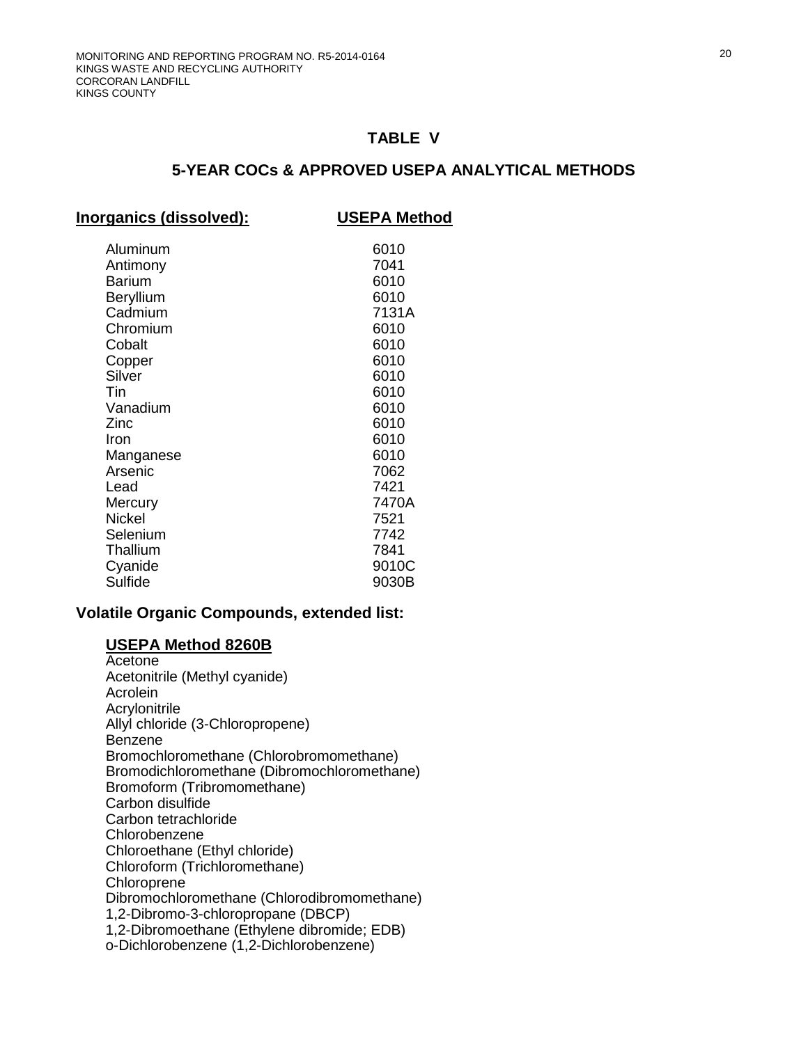## TABLE V

## 5-YEAR COCs & APPROVED USEPA ANALYTICAL METHODS

| Inorganics (dissolved): | USEPA Method |
|---|---|
| Aluminum | 6010 |
| Antimony | 7041 |
| Barium | 6010 |
| Beryllium | 6010 |
| Cadmium | 7131A |
| Chromium | 6010 |
| Cobalt | 6010 |
| Copper | 6010 |
| Silver | 6010 |
| Tin | 6010 |
| Vanadium | 6010 |
| Zinc | 6010 |
| Iron | 6010 |
| Manganese | 6010 |
| Arsenic | 7062 |
| Lead | 7421 |
| Mercury | 7470A |
| Nickel | 7521 |
| Selenium | 7742 |
| Thallium | 7841 |
| Cyanide | 9010C |
| Sulfide | 9030B |

**Volatile Organic Compounds, extended list:**

**USEPA Method 8260B**

Acetone
Acetonitrile (Methyl cyanide)
Acrolein
Acrylonitrile
Allyl chloride (3-Chloropropene)
Benzene
Bromochloromethane (Chlorobromomethane)
Bromodichloromethane (Dibromochloromethane)
Bromoform (Tribromomethane)
Carbon disulfide
Carbon tetrachloride
Chlorobenzene
Chloroethane (Ethyl chloride)
Chloroform (Trichloromethane)
Chloroprene
Dibromochloromethane (Chlorodibromomethane)
1,2-Dibromo-3-chloropropane (DBCP)
1,2-Dibromoethane (Ethylene dibromide; EDB)
o-Dichlorobenzene (1,2-Dichlorobenzene)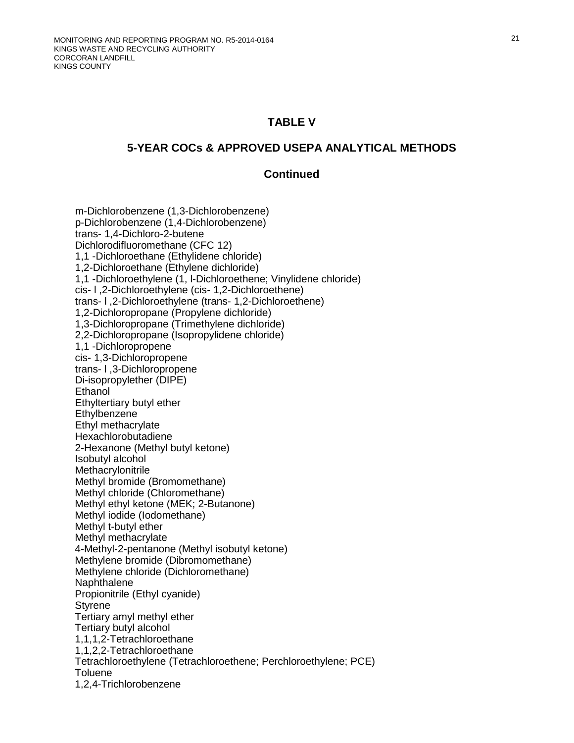# TABLE V

## 5-YEAR COCs & APPROVED USEPA ANALYTICAL METHODS

### Continued

m-Dichlorobenzene (1,3-Dichlorobenzene)
p-Dichlorobenzene (1,4-Dichlorobenzene)
trans- 1,4-Dichloro-2-butene
Dichlorodifluoromethane (CFC 12)
1,1 -Dichloroethane (Ethylidene chloride)
1,2-Dichloroethane (Ethylene dichloride)
1,1 -Dichloroethylene (1, l-Dichloroethene; Vinylidene chloride)
cis- l ,2-Dichloroethylene (cis- 1,2-Dichloroethene)
trans- l ,2-Dichloroethylene (trans- 1,2-Dichloroethene)
1,2-Dichloropropane (Propylene dichloride)
1,3-Dichloropropane (Trimethylene dichloride)
2,2-Dichloropropane (Isopropylidene chloride)
1,1 -Dichloropropene
cis- 1,3-Dichloropropene
trans- l ,3-Dichloropropene
Di-isopropylether (DIPE)
Ethanol
Ethyltertiary butyl ether
Ethylbenzene
Ethyl methacrylate
Hexachlorobutadiene
2-Hexanone (Methyl butyl ketone)
Isobutyl alcohol
Methacrylonitrile
Methyl bromide (Bromomethane)
Methyl chloride (Chloromethane)
Methyl ethyl ketone (MEK; 2-Butanone)
Methyl iodide (Iodomethane)
Methyl t-butyl ether
Methyl methacrylate
4-Methyl-2-pentanone (Methyl isobutyl ketone)
Methylene bromide (Dibromomethane)
Methylene chloride (Dichloromethane)
Naphthalene
Propionitrile (Ethyl cyanide)
Styrene
Tertiary amyl methyl ether
Tertiary butyl alcohol
1,1,1,2-Tetrachloroethane
1,1,2,2-Tetrachloroethane
Tetrachloroethylene (Tetrachloroethene; Perchloroethylene; PCE)
Toluene
1,2,4-Trichlorobenzene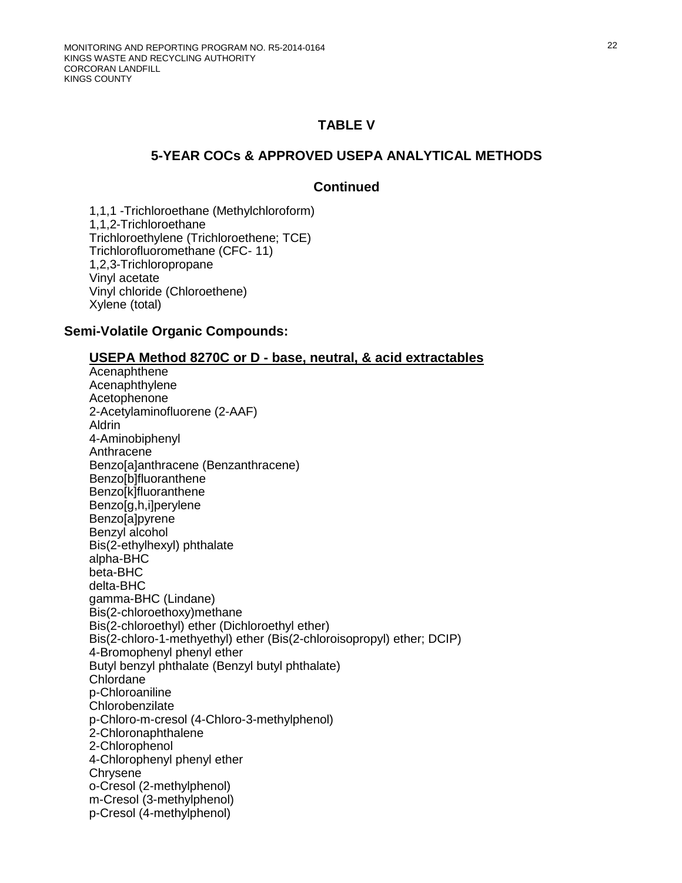## TABLE V

## 5-YEAR COCs & APPROVED USEPA ANALYTICAL METHODS

## Continued

1,1,1 -Trichloroethane (Methylchloroform)
1,1,2-Trichloroethane
Trichloroethylene (Trichloroethene; TCE)
Trichlorofluoromethane (CFC- 11)
1,2,3-Trichloropropane
Vinyl acetate
Vinyl chloride (Chloroethene)
Xylene (total)

### Semi-Volatile Organic Compounds:

**USEPA Method 8270C or D - base, neutral, & acid extractables**

Acenaphthene
Acenaphthylene
Acetophenone
2-Acetylaminofluorene (2-AAF)
Aldrin
4-Aminobiphenyl
Anthracene
Benzo[a]anthracene (Benzanthracene)
Benzo[b]fluoranthene
Benzo[k]fluoranthene
Benzo[g,h,i]perylene
Benzo[a]pyrene
Benzyl alcohol
Bis(2-ethylhexyl) phthalate
alpha-BHC
beta-BHC
delta-BHC
gamma-BHC (Lindane)
Bis(2-chloroethoxy)methane
Bis(2-chloroethyl) ether (Dichloroethyl ether)
Bis(2-chloro-1-methyethyl) ether (Bis(2-chloroisopropyl) ether; DCIP)
4-Bromophenyl phenyl ether
Butyl benzyl phthalate (Benzyl butyl phthalate)
Chlordane
p-Chloroaniline
Chlorobenzilate
p-Chloro-m-cresol (4-Chloro-3-methylphenol)
2-Chloronaphthalene
2-Chlorophenol
4-Chlorophenyl phenyl ether
Chrysene
o-Cresol (2-methylphenol)
m-Cresol (3-methylphenol)
p-Cresol (4-methylphenol)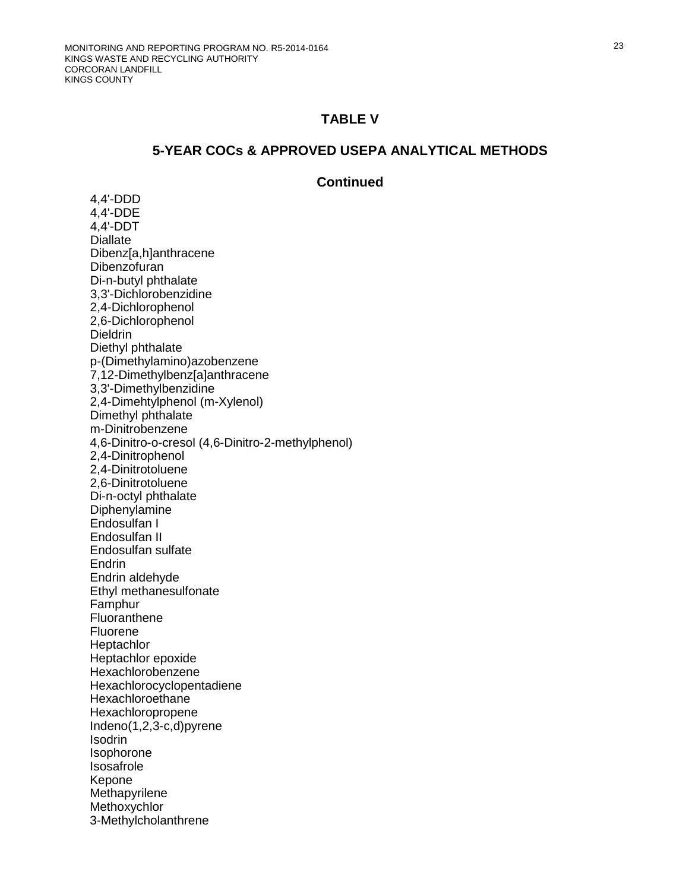## TABLE V

## 5-YEAR COCs & APPROVED USEPA ANALYTICAL METHODS

### Continued

4,4'-DDD
4,4'-DDE
4,4'-DDT
Diallate
Dibenz[a,h]anthracene
Dibenzofuran
Di-n-butyl phthalate
3,3'-Dichlorobenzidine
2,4-Dichlorophenol
2,6-Dichlorophenol
Dieldrin
Diethyl phthalate
p-(Dimethylamino)azobenzene
7,12-Dimethylbenz[a]anthracene
3,3'-Dimethylbenzidine
2,4-Dimehtylphenol (m-Xylenol)
Dimethyl phthalate
m-Dinitrobenzene
4,6-Dinitro-o-cresol (4,6-Dinitro-2-methylphenol)
2,4-Dinitrophenol
2,4-Dinitrotoluene
2,6-Dinitrotoluene
Di-n-octyl phthalate
Diphenylamine
Endosulfan I
Endosulfan II
Endosulfan sulfate
Endrin
Endrin aldehyde
Ethyl methanesulfonate
Famphur
Fluoranthene
Fluorene
Heptachlor
Heptachlor epoxide
Hexachlorobenzene
Hexachlorocyclopentadiene
Hexachloroethane
Hexachloropropene
Indeno(1,2,3-c,d)pyrene
Isodrin
Isophorone
Isosafrole
Kepone
Methapyrilene
Methoxychlor
3-Methylcholanthrene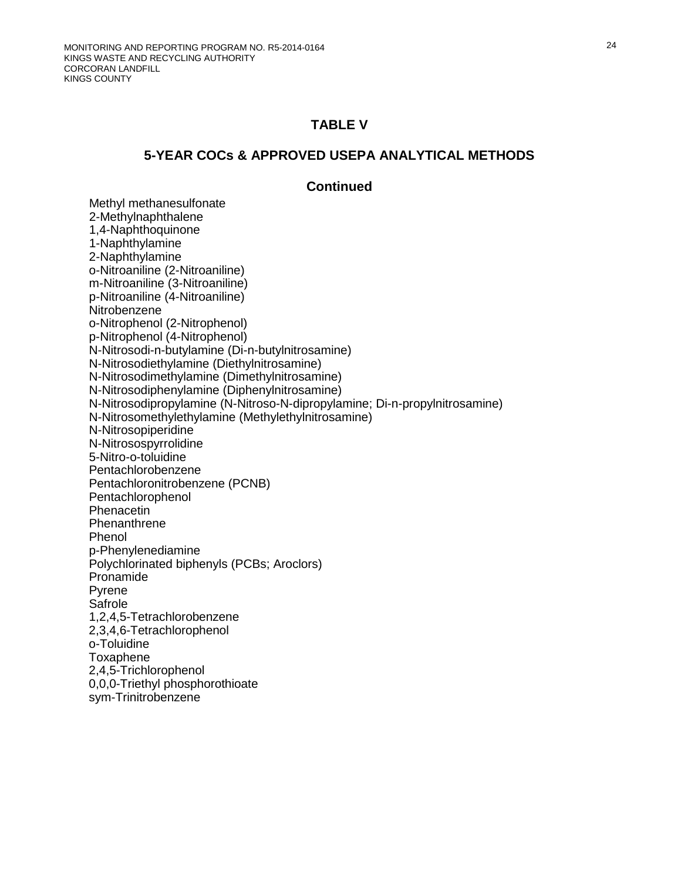## TABLE V

## 5-YEAR COCs & APPROVED USEPA ANALYTICAL METHODS

### Continued

Methyl methanesulfonate
2-Methylnaphthalene
1,4-Naphthoquinone
1-Naphthylamine
2-Naphthylamine
o-Nitroaniline (2-Nitroaniline)
m-Nitroaniline (3-Nitroaniline)
p-Nitroaniline (4-Nitroaniline)
Nitrobenzene
o-Nitrophenol (2-Nitrophenol)
p-Nitrophenol (4-Nitrophenol)
N-Nitrosodi-n-butylamine (Di-n-butylnitrosamine)
N-Nitrosodiethylamine (Diethylnitrosamine)
N-Nitrosodimethylamine (Dimethylnitrosamine)
N-Nitrosodiphenylamine (Diphenylnitrosamine)
N-Nitrosodipropylamine (N-Nitroso-N-dipropylamine; Di-n-propylnitrosamine)
N-Nitrosomethylethylamine (Methylethylnitrosamine)
N-Nitrosopiperidine
N-Nitrosospyrrolidine
5-Nitro-o-toluidine
Pentachlorobenzene
Pentachloronitrobenzene (PCNB)
Pentachlorophenol
Phenacetin
Phenanthrene
Phenol
p-Phenylenediamine
Polychlorinated biphenyls (PCBs; Aroclors)
Pronamide
Pyrene
Safrole
1,2,4,5-Tetrachlorobenzene
2,3,4,6-Tetrachlorophenol
o-Toluidine
Toxaphene
2,4,5-Trichlorophenol
0,0,0-Triethyl phosphorothioate
sym-Trinitrobenzene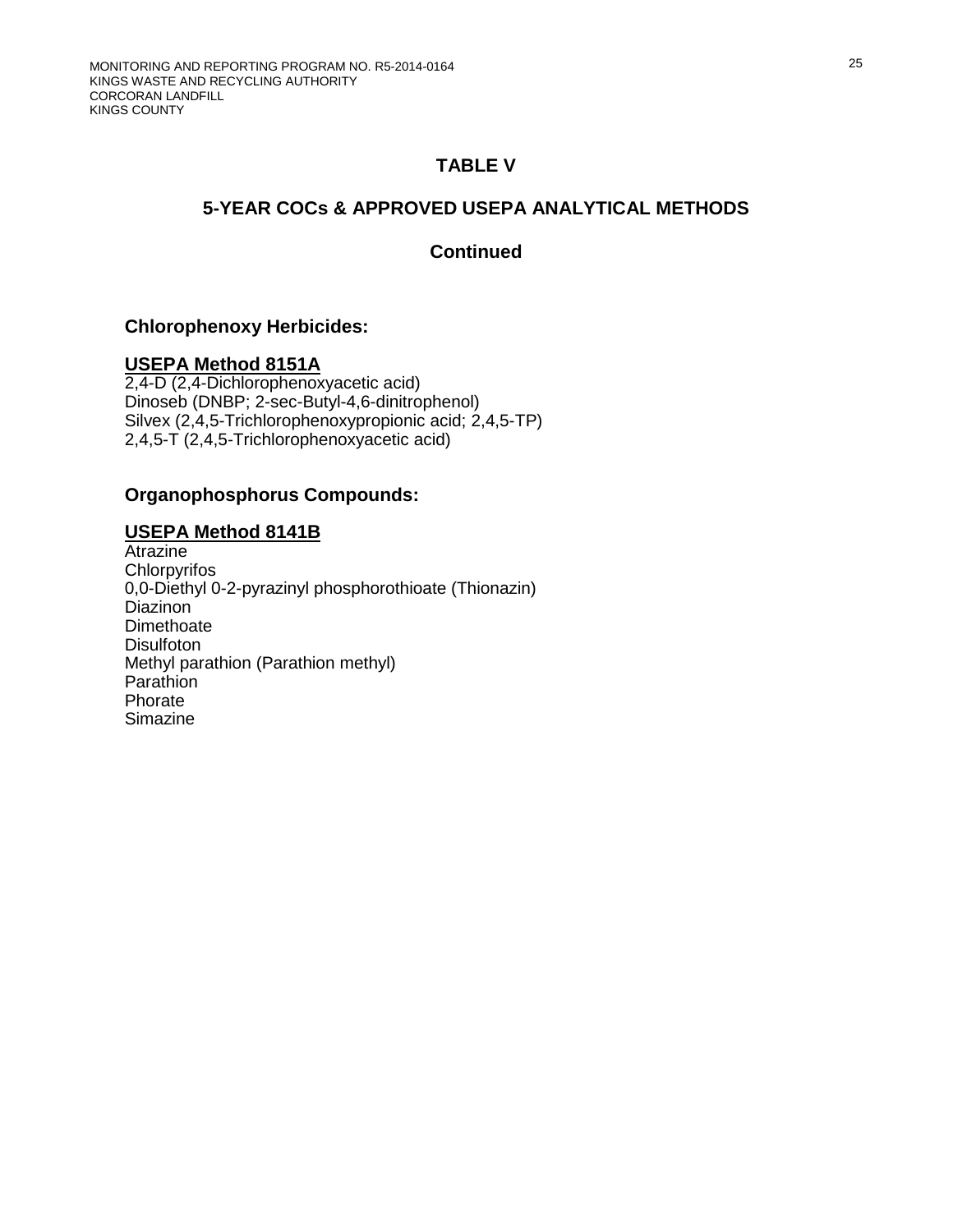# TABLE V

## 5-YEAR COCs & APPROVED USEPA ANALYTICAL METHODS

## Continued

### Chlorophenoxy Herbicides:

**USEPA Method 8151A**

2,4-D (2,4-Dichlorophenoxyacetic acid)
Dinoseb (DNBP; 2-sec-Butyl-4,6-dinitrophenol)
Silvex (2,4,5-Trichlorophenoxypropionic acid; 2,4,5-TP)
2,4,5-T (2,4,5-Trichlorophenoxyacetic acid)

### Organophosphorus Compounds:

**USEPA Method 8141B**

Atrazine
Chlorpyrifos
0,0-Diethyl 0-2-pyrazinyl phosphorothioate (Thionazin)
Diazinon
Dimethoate
Disulfoton
Methyl parathion (Parathion methyl)
Parathion
Phorate
Simazine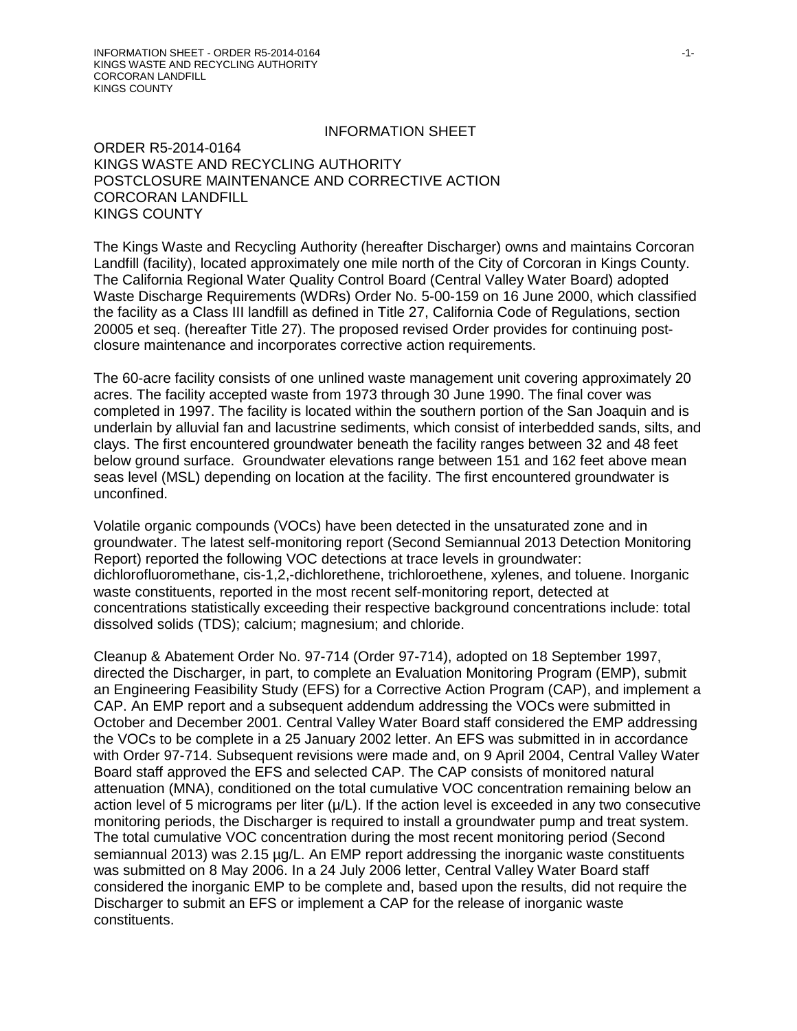# INFORMATION SHEET

ORDER R5-2014-0164
KINGS WASTE AND RECYCLING AUTHORITY
POSTCLOSURE MAINTENANCE AND CORRECTIVE ACTION
CORCORAN LANDFILL
KINGS COUNTY

The Kings Waste and Recycling Authority (hereafter Discharger) owns and maintains Corcoran Landfill (facility), located approximately one mile north of the City of Corcoran in Kings County. The California Regional Water Quality Control Board (Central Valley Water Board) adopted Waste Discharge Requirements (WDRs) Order No. 5-00-159 on 16 June 2000, which classified the facility as a Class III landfill as defined in Title 27, California Code of Regulations, section 20005 et seq. (hereafter Title 27). The proposed revised Order provides for continuing post-closure maintenance and incorporates corrective action requirements.

The 60-acre facility consists of one unlined waste management unit covering approximately 20 acres. The facility accepted waste from 1973 through 30 June 1990. The final cover was completed in 1997. The facility is located within the southern portion of the San Joaquin and is underlain by alluvial fan and lacustrine sediments, which consist of interbedded sands, silts, and clays. The first encountered groundwater beneath the facility ranges between 32 and 48 feet below ground surface. Groundwater elevations range between 151 and 162 feet above mean seas level (MSL) depending on location at the facility. The first encountered groundwater is unconfined.

Volatile organic compounds (VOCs) have been detected in the unsaturated zone and in groundwater. The latest self-monitoring report (Second Semiannual 2013 Detection Monitoring Report) reported the following VOC detections at trace levels in groundwater: dichlorofluoromethane, cis-1,2,-dichlorethene, trichloroethene, xylenes, and toluene. Inorganic waste constituents, reported in the most recent self-monitoring report, detected at concentrations statistically exceeding their respective background concentrations include: total dissolved solids (TDS); calcium; magnesium; and chloride.

Cleanup & Abatement Order No. 97-714 (Order 97-714), adopted on 18 September 1997, directed the Discharger, in part, to complete an Evaluation Monitoring Program (EMP), submit an Engineering Feasibility Study (EFS) for a Corrective Action Program (CAP), and implement a CAP. An EMP report and a subsequent addendum addressing the VOCs were submitted in October and December 2001. Central Valley Water Board staff considered the EMP addressing the VOCs to be complete in a 25 January 2002 letter. An EFS was submitted in in accordance with Order 97-714. Subsequent revisions were made and, on 9 April 2004, Central Valley Water Board staff approved the EFS and selected CAP. The CAP consists of monitored natural attenuation (MNA), conditioned on the total cumulative VOC concentration remaining below an action level of 5 micrograms per liter (µ/L). If the action level is exceeded in any two consecutive monitoring periods, the Discharger is required to install a groundwater pump and treat system. The total cumulative VOC concentration during the most recent monitoring period (Second semiannual 2013) was 2.15 µg/L. An EMP report addressing the inorganic waste constituents was submitted on 8 May 2006. In a 24 July 2006 letter, Central Valley Water Board staff considered the inorganic EMP to be complete and, based upon the results, did not require the Discharger to submit an EFS or implement a CAP for the release of inorganic waste constituents.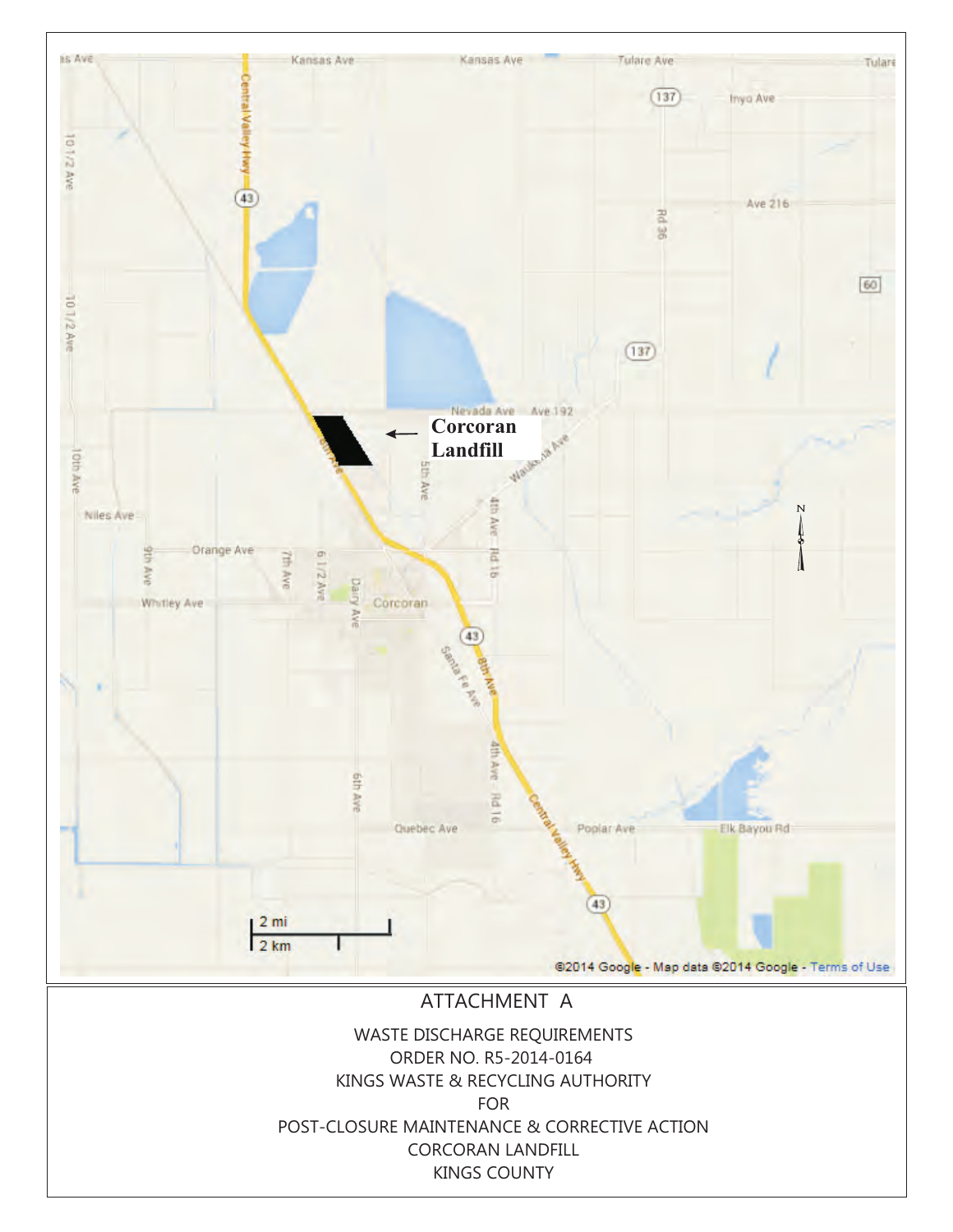# ATTACHMENT A

WASTE DISCHARGE REQUIREMENTS
ORDER NO. R5-2014-0164
KINGS WASTE & RECYCLING AUTHORITY
FOR
POST-CLOSURE MAINTENANCE & CORRECTIVE ACTION
CORCORAN LANDFILL
KINGS COUNTY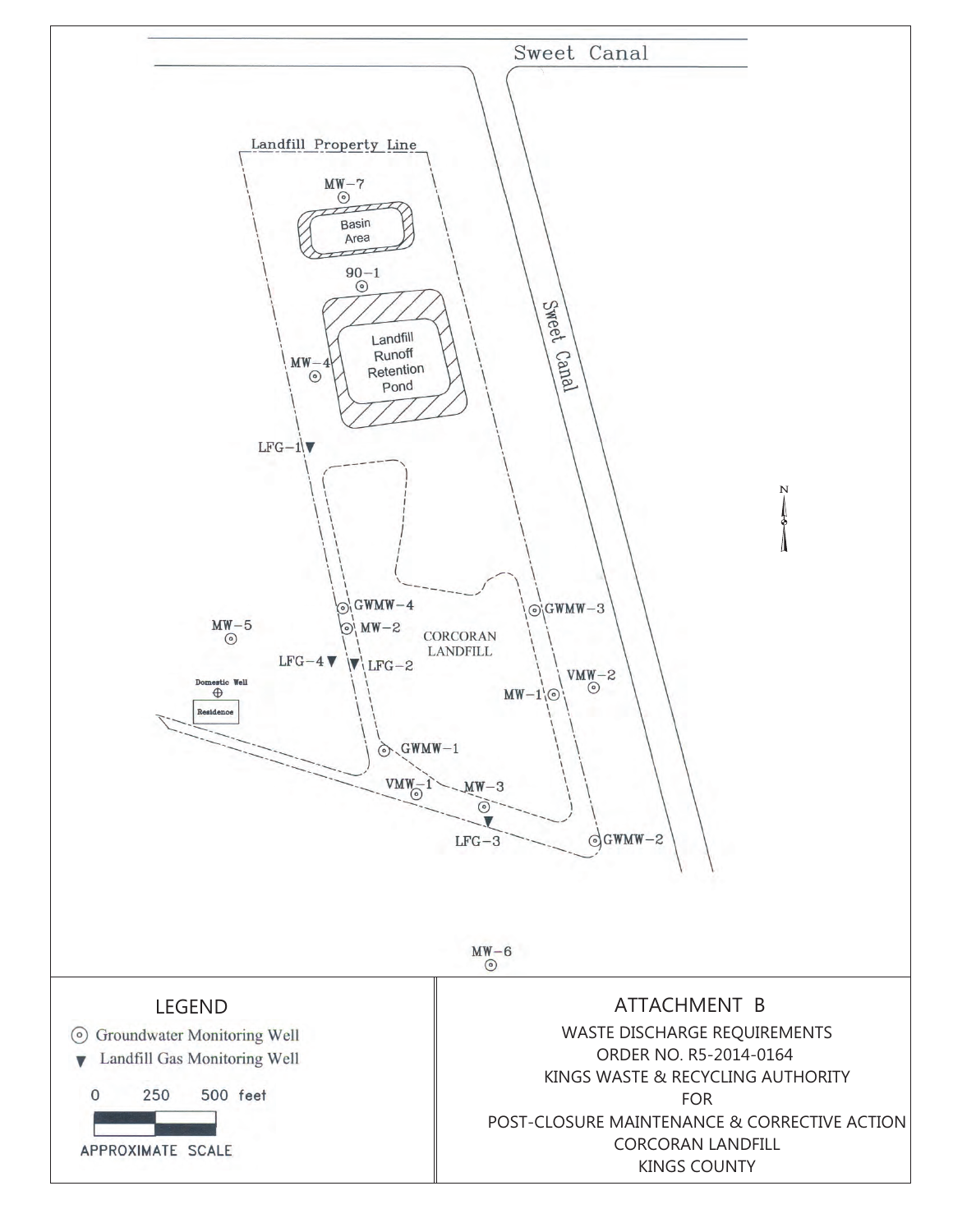Sweet Canal

Landfill Property Line

MW-7

Basin Area

90-1

Landfill Runoff Retention Pond

MW-4

Sweet Canal

LFG-1

GWMW-4

GWMW-3

MW-5

MW-2

CORCORAN LANDFILL

LFG-4

LFG-2

VMW-2

Domestic Well

MW-1

Residence

GWMW-1

VMW-1

MW-3

LFG-3

GWMW-2

MW-6

N

LEGEND

Groundwater Monitoring Well

Landfill Gas Monitoring Well

0 250 500 feet

APPROXIMATE SCALE

ATTACHMENT B

WASTE DISCHARGE REQUIREMENTS

ORDER NO. R5-2014-0164

KINGS WASTE & RECYCLING AUTHORITY

FOR

POST-CLOSURE MAINTENANCE & CORRECTIVE ACTION

CORCORAN LANDFILL

KINGS COUNTY